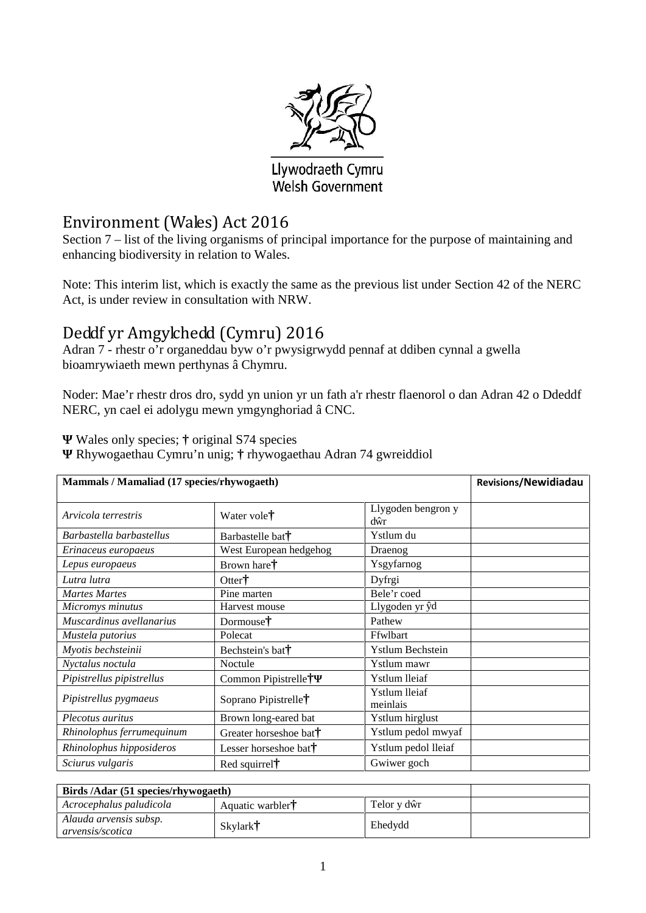Llywodraeth Cymru
Welsh Government

# Environment (Wales) Act 2016

Section 7 – list of the living organisms of principal importance for the purpose of maintaining and enhancing biodiversity in relation to Wales.

Note: This interim list, which is exactly the same as the previous list under Section 42 of the NERC Act, is under review in consultation with NRW.

# Deddf yr Amgylchedd (Cymru) 2016

Adran 7 - rhestr o'r organeddau byw o'r pwysigrwydd pennaf at ddiben cynnal a gwella bioamrywiaeth mewn perthynas â Chymru.

Noder: Mae'r rhestr dros dro, sydd yn union yr un fath a'r rhestr flaenorol o dan Adran 42 o Ddeddf NERC, yn cael ei adolygu mewn ymgynghoriad â CNC.

**Ψ** Wales only species; **†** original S74 species
**Ψ** Rhywogaethau Cymru'n unig; **†** rhywogaethau Adran 74 gwreiddiol

| Mammals / Mamaliad (17 species/rhywogaeth) | | | Revisions/Newidiadau |
|---|---|---|---|
| *Arvicola terrestris* | Water vole† | Llygoden bengron y dŵr | |
| *Barbastella barbastellus* | Barbastelle bat† | Ystlum du | |
| *Erinaceus europaeus* | West European hedgehog | Draenog | |
| *Lepus europaeus* | Brown hare† | Ysgyfarnog | |
| *Lutra lutra* | Otter† | Dyfrgi | |
| *Martes Martes* | Pine marten | Bele'r coed | |
| *Micromys minutus* | Harvest mouse | Llygoden yr ŷd | |
| *Muscardinus avellanarius* | Dormouse† | Pathew | |
| *Mustela putorius* | Polecat | Ffwlbart | |
| *Myotis bechsteinii* | Bechstein's bat† | Ystlum Bechstein | |
| *Nyctalus noctula* | Noctule | Ystlum mawr | |
| *Pipistrellus pipistrellus* | Common Pipistrelle†Ψ | Ystlum lleiaf | |
| *Pipistrellus pygmaeus* | Soprano Pipistrelle† | Ystlum lleiaf meinlais | |
| *Plecotus auritus* | Brown long-eared bat | Ystlum hirglust | |
| *Rhinolophus ferrumequinum* | Greater horseshoe bat† | Ystlum pedol mwyaf | |
| *Rhinolophus hipposideros* | Lesser horseshoe bat† | Ystlum pedol lleiaf | |
| *Sciurus vulgaris* | Red squirrel† | Gwiwer goch | |

| Birds /Adar (51 species/rhywogaeth) | | | |
|---|---|---|---|
| *Acrocephalus paludicola* | Aquatic warbler† | Telor y dŵr | |
| *Alauda arvensis subsp. arvensis/scotica* | Skylark† | Ehedydd | |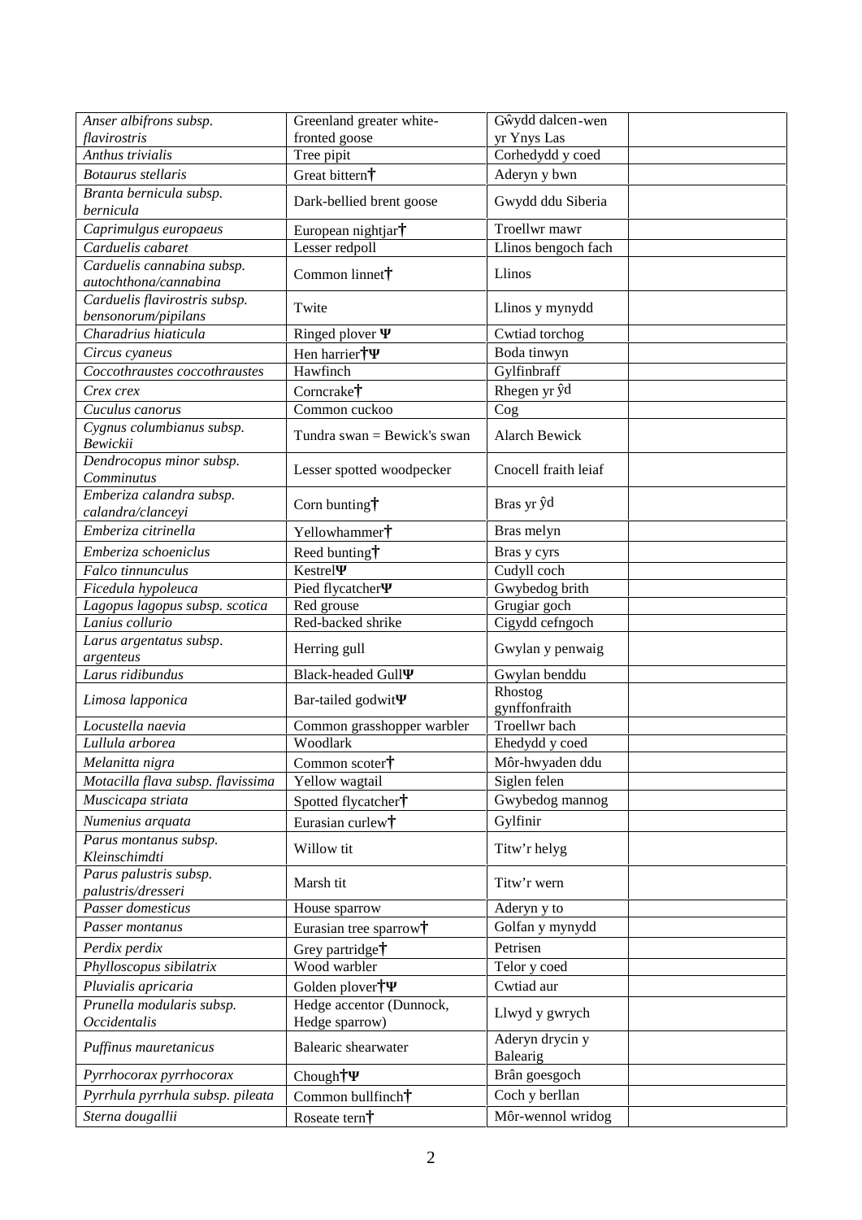| | | | |
|---|---|---|---|
| *Anser albifrons subsp. flavirostris* | Greenland greater white-fronted goose | Gŵydd dalcen-wen yr Ynys Las | |
| *Anthus trivialis* | Tree pipit | Corhedydd y coed | |
| *Botaurus stellaris* | Great bittern† | Aderyn y bwn | |
| *Branta bernicula subsp. bernicula* | Dark-bellied brent goose | Gwydd ddu Siberia | |
| *Caprimulgus europaeus* | European nightjar† | Troellwr mawr | |
| *Carduelis cabaret* | Lesser redpoll | Llinos bengoch fach | |
| *Carduelis cannabina subsp. autochthona/cannabina* | Common linnet† | Llinos | |
| *Carduelis flavirostris subsp. bensonorum/pipilans* | Twite | Llinos y mynydd | |
| *Charadrius hiaticula* | Ringed plover Ψ | Cwtiad torchog | |
| *Circus cyaneus* | Hen harrier†Ψ | Boda tinwyn | |
| *Coccothraustes coccothraustes* | Hawfinch | Gylfinbraff | |
| *Crex crex* | Corncrake† | Rhegen yr ŷd | |
| *Cuculus canorus* | Common cuckoo | Cog | |
| *Cygnus columbianus subsp. Bewickii* | Tundra swan = Bewick's swan | Alarch Bewick | |
| *Dendrocopus minor subsp. Comminutus* | Lesser spotted woodpecker | Cnocell fraith leiaf | |
| *Emberiza calandra subsp. calandra/clanceyi* | Corn bunting† | Bras yr ŷd | |
| *Emberiza citrinella* | Yellowhammer† | Bras melyn | |
| *Emberiza schoeniclus* | Reed bunting† | Bras y cyrs | |
| *Falco tinnunculus* | KestrelΨ | Cudyll coch | |
| *Ficedula hypoleuca* | Pied flycatcherΨ | Gwybedog brith | |
| *Lagopus lagopus subsp. scotica* | Red grouse | Grugiar goch | |
| *Lanius collurio* | Red-backed shrike | Cigydd cefngoch | |
| *Larus argentatus subsp. argenteus* | Herring gull | Gwylan y penwaig | |
| *Larus ridibundus* | Black-headed GullΨ | Gwylan benddu | |
| *Limosa lapponica* | Bar-tailed godwitΨ | Rhostog gynffonfraith | |
| *Locustella naevia* | Common grasshopper warbler | Troellwr bach | |
| *Lullula arborea* | Woodlark | Ehedydd y coed | |
| *Melanitta nigra* | Common scoter† | Môr-hwyaden ddu | |
| *Motacilla flava subsp. flavissima* | Yellow wagtail | Siglen felen | |
| *Muscicapa striata* | Spotted flycatcher† | Gwybedog mannog | |
| *Numenius arquata* | Eurasian curlew† | Gylfinir | |
| *Parus montanus subsp. Kleinschimdti* | Willow tit | Titw'r helyg | |
| *Parus palustris subsp. palustris/dresseri* | Marsh tit | Titw'r wern | |
| *Passer domesticus* | House sparrow | Aderyn y to | |
| *Passer montanus* | Eurasian tree sparrow† | Golfan y mynydd | |
| *Perdix perdix* | Grey partridge† | Petrisen | |
| *Phylloscopus sibilatrix* | Wood warbler | Telor y coed | |
| *Pluvialis apricaria* | Golden plover†Ψ | Cwtiad aur | |
| *Prunella modularis subsp. Occidentalis* | Hedge accentor (Dunnock, Hedge sparrow) | Llwyd y gwrych | |
| *Puffinus mauretanicus* | Balearic shearwater | Aderyn drycin y Balearig | |
| *Pyrrhocorax pyrrhocorax* | Chough†Ψ | Brân goesgoch | |
| *Pyrrhula pyrrhula subsp. pileata* | Common bullfinch† | Coch y berllan | |
| *Sterna dougallii* | Roseate tern† | Môr-wennol wridog | |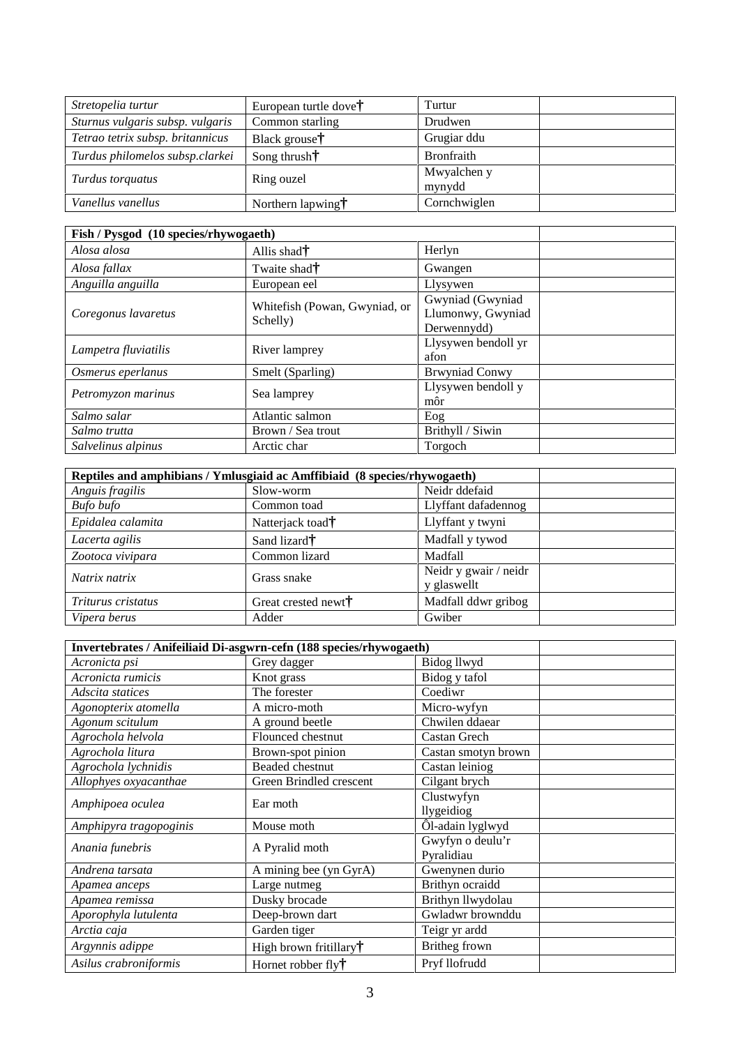| | | | |
|---|---|---|---|
| *Stretopelia turtur* | European turtle dove† | Turtur | |
| *Sturnus vulgaris subsp. vulgaris* | Common starling | Drudwen | |
| *Tetrao tetrix subsp. britannicus* | Black grouse† | Grugiar ddu | |
| *Turdus philomelos subsp.clarkei* | Song thrush† | Bronfraith | |
| *Turdus torquatus* | Ring ouzel | Mwyalchen y mynydd | |
| *Vanellus vanellus* | Northern lapwing† | Cornchwiglen | |

| **Fish / Pysgod (10 species/rhywogaeth)** | | | |
|---|---|---|---|
| *Alosa alosa* | Allis shad† | Herlyn | |
| *Alosa fallax* | Twaite shad† | Gwangen | |
| *Anguilla anguilla* | European eel | Llysywen | |
| *Coregonus lavaretus* | Whitefish (Powan, Gwyniad, or Schelly) | Gwyniad (Gwyniad Llumonwy, Gwyniad Derwennydd) | |
| *Lampetra fluviatilis* | River lamprey | Llysywen bendoll yr afon | |
| *Osmerus eperlanus* | Smelt (Sparling) | Brwyniad Conwy | |
| *Petromyzon marinus* | Sea lamprey | Llysywen bendoll y môr | |
| *Salmo salar* | Atlantic salmon | Eog | |
| *Salmo trutta* | Brown / Sea trout | Brithyll / Siwin | |
| *Salvelinus alpinus* | Arctic char | Torgoch | |

| **Reptiles and amphibians / Ymlusgiaid ac Amffibiaid (8 species/rhywogaeth)** | | | |
|---|---|---|---|
| *Anguis fragilis* | Slow-worm | Neidr ddefaid | |
| *Bufo bufo* | Common toad | Llyffant dafadennog | |
| *Epidalea calamita* | Natterjack toad† | Llyffant y twyni | |
| *Lacerta agilis* | Sand lizard† | Madfall y tywod | |
| *Zootoca vivipara* | Common lizard | Madfall | |
| *Natrix natrix* | Grass snake | Neidr y gwair / neidr y glaswellt | |
| *Triturus cristatus* | Great crested newt† | Madfall ddwr gribog | |
| *Vipera berus* | Adder | Gwiber | |

| **Invertebrates / Anifeiliaid Di-asgwrn-cefn (188 species/rhywogaeth)** | | | |
|---|---|---|---|
| *Acronicta psi* | Grey dagger | Bidog llwyd | |
| *Acronicta rumicis* | Knot grass | Bidog y tafol | |
| *Adscita statices* | The forester | Coediwr | |
| *Agonopterix atomella* | A micro-moth | Micro-wyfyn | |
| *Agonum scitulum* | A ground beetle | Chwilen ddaear | |
| *Agrochola helvola* | Flounced chestnut | Castan Grech | |
| *Agrochola litura* | Brown-spot pinion | Castan smotyn brown | |
| *Agrochola lychnidis* | Beaded chestnut | Castan leiniog | |
| *Allophyes oxyacanthae* | Green Brindled crescent | Cilgant brych | |
| *Amphipoea oculea* | Ear moth | Clustwyfyn llygeidiog | |
| *Amphipyra tragopoginis* | Mouse moth | Ôl-adain lyglwyd | |
| *Anania funebris* | A Pyralid moth | Gwyfyn o deulu'r Pyralidiau | |
| *Andrena tarsata* | A mining bee (yn GyrA) | Gwenynen durio | |
| *Apamea anceps* | Large nutmeg | Brithyn ocraidd | |
| *Apamea remissa* | Dusky brocade | Brithyn llwydolau | |
| *Aporophyla lutulenta* | Deep-brown dart | Gwladwr brownddu | |
| *Arctia caja* | Garden tiger | Teigr yr ardd | |
| *Argynnis adippe* | High brown fritillary† | Britheg frown | |
| *Asilus crabroniformis* | Hornet robber fly† | Pryf llofrudd | |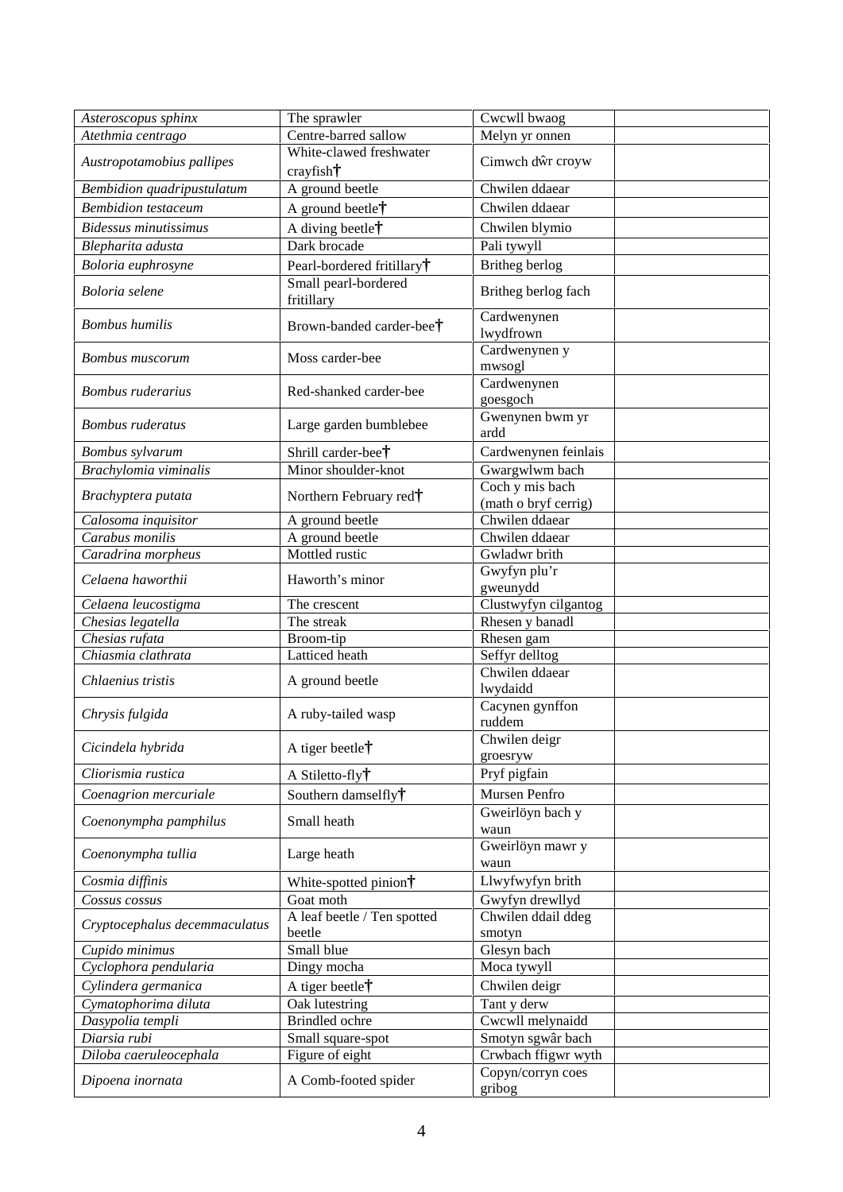| | | | |
|---|---|---|---|
| *Asteroscopus sphinx* | The sprawler | Cwcwll bwaog | |
| *Atethmia centrago* | Centre-barred sallow | Melyn yr onnen | |
| *Austropotamobius pallipes* | White-clawed freshwater crayfish† | Cimwch dŵr croyw | |
| *Bembidion quadripustulatum* | A ground beetle | Chwilen ddaear | |
| *Bembidion testaceum* | A ground beetle† | Chwilen ddaear | |
| *Bidessus minutissimus* | A diving beetle† | Chwilen blymio | |
| *Blepharita adusta* | Dark brocade | Pali tywyll | |
| *Boloria euphrosyne* | Pearl-bordered fritillary† | Britheg berlog | |
| *Boloria selene* | Small pearl-bordered fritillary | Britheg berlog fach | |
| *Bombus humilis* | Brown-banded carder-bee† | Cardwenynen lwydfrown | |
| *Bombus muscorum* | Moss carder-bee | Cardwenynen y mwsogl | |
| *Bombus ruderarius* | Red-shanked carder-bee | Cardwenynen goesgoch | |
| *Bombus ruderatus* | Large garden bumblebee | Gwenynen bwm yr ardd | |
| *Bombus sylvarum* | Shrill carder-bee† | Cardwenynen feinlais | |
| *Brachylomia viminalis* | Minor shoulder-knot | Gwargwlwm bach | |
| *Brachyptera putata* | Northern February red† | Coch y mis bach (math o bryf cerrig) | |
| *Calosoma inquisitor* | A ground beetle | Chwilen ddaear | |
| *Carabus monilis* | A ground beetle | Chwilen ddaear | |
| *Caradrina morpheus* | Mottled rustic | Gwladwr brith | |
| *Celaena haworthii* | Haworth's minor | Gwyfyn plu'r gweunydd | |
| *Celaena leucostigma* | The crescent | Clustwyfyn cilgantog | |
| *Chesias legatella* | The streak | Rhesen y banadl | |
| *Chesias rufata* | Broom-tip | Rhesen gam | |
| *Chiasmia clathrata* | Latticed heath | Seffyr delltog | |
| *Chlaenius tristis* | A ground beetle | Chwilen ddaear lwydaidd | |
| *Chrysis fulgida* | A ruby-tailed wasp | Cacynen gynffon ruddem | |
| *Cicindela hybrida* | A tiger beetle† | Chwilen deigr groesryw | |
| *Cliorismia rustica* | A Stiletto-fly† | Pryf pigfain | |
| *Coenagrion mercuriale* | Southern damselfly† | Mursen Penfro | |
| *Coenonympha pamphilus* | Small heath | Gweirlöyn bach y waun | |
| *Coenonympha tullia* | Large heath | Gweirlöyn mawr y waun | |
| *Cosmia diffinis* | White-spotted pinion† | Llwyfwyfyn brith | |
| *Cossus cossus* | Goat moth | Gwyfyn drewllyd | |
| *Cryptocephalus decemmaculatus* | A leaf beetle / Ten spotted beetle | Chwilen ddail ddeg smotyn | |
| *Cupido minimus* | Small blue | Glesyn bach | |
| *Cyclophora pendularia* | Dingy mocha | Moca tywyll | |
| *Cylindera germanica* | A tiger beetle† | Chwilen deigr | |
| *Cymatophorima diluta* | Oak lutestring | Tant y derw | |
| *Dasypolia templi* | Brindled ochre | Cwcwll melynaidd | |
| *Diarsia rubi* | Small square-spot | Smotyn sgwâr bach | |
| *Diloba caeruleocephala* | Figure of eight | Crwbach ffigwr wyth | |
| *Dipoena inornata* | A Comb-footed spider | Copyn/corryn coes gribog | |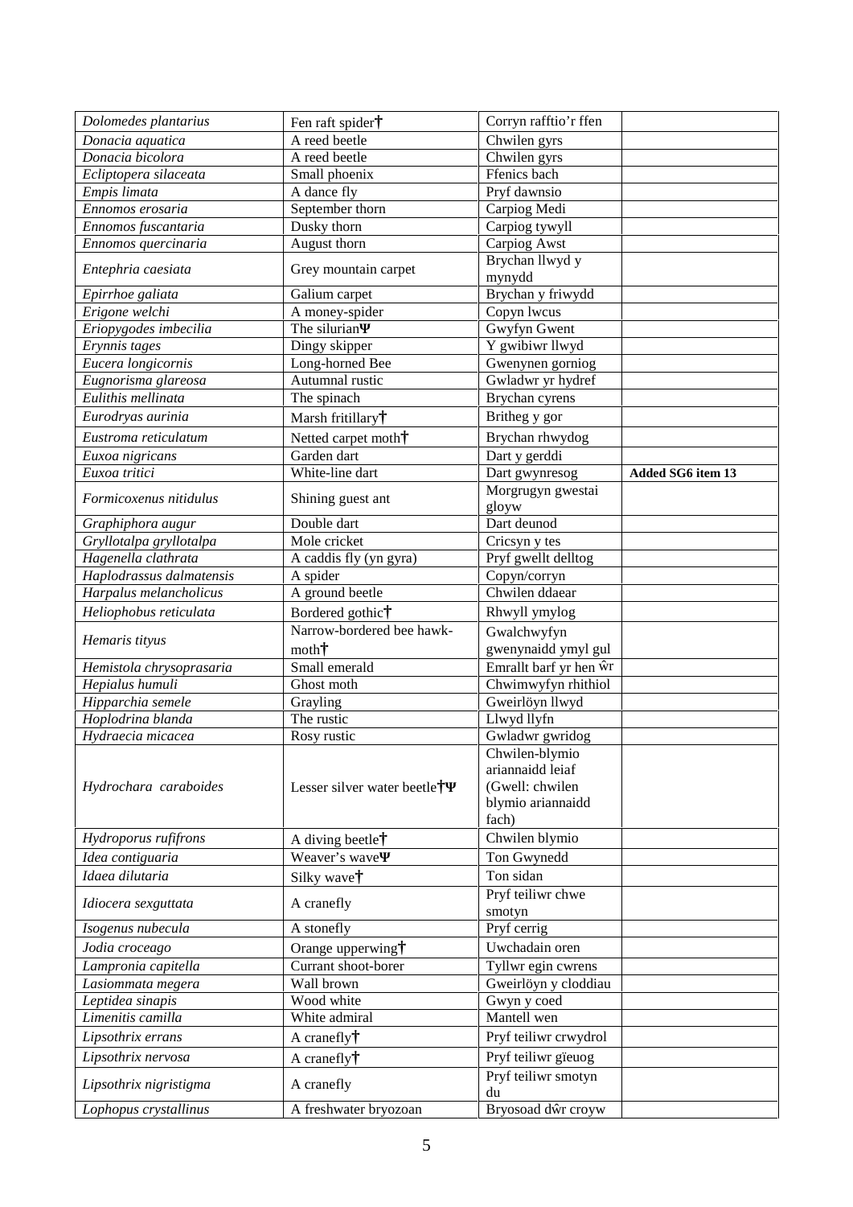| *Dolomedes plantarius* | Fen raft spider† | Corryn rafftio'r ffen | |
|---|---|---|---|
| *Donacia aquatica* | A reed beetle | Chwilen gyrs | |
| *Donacia bicolora* | A reed beetle | Chwilen gyrs | |
| *Ecliptopera silaceata* | Small phoenix | Ffenics bach | |
| *Empis limata* | A dance fly | Pryf dawnsio | |
| *Ennomos erosaria* | September thorn | Carpiog Medi | |
| *Ennomos fuscantaria* | Dusky thorn | Carpiog tywyll | |
| *Ennomos quercinaria* | August thorn | Carpiog Awst | |
| *Entephria caesiata* | Grey mountain carpet | Brychan llwyd y mynydd | |
| *Epirrhoe galiata* | Galium carpet | Brychan y friwydd | |
| *Erigone welchi* | A money-spider | Copyn lwcus | |
| *Eriopygodes imbecilia* | The silurianΨ | Gwyfyn Gwent | |
| *Erynnis tages* | Dingy skipper | Y gwibiwr llwyd | |
| *Eucera longicornis* | Long-horned Bee | Gwenynen gorniog | |
| *Eugnorisma glareosa* | Autumnal rustic | Gwladwr yr hydref | |
| *Eulithis mellinata* | The spinach | Brychan cyrens | |
| *Eurodryas aurinia* | Marsh fritillary† | Britheg y gor | |
| *Eustroma reticulatum* | Netted carpet moth† | Brychan rhwydog | |
| *Euxoa nigricans* | Garden dart | Dart y gerddi | |
| *Euxoa tritici* | White-line dart | Dart gwynresog | **Added SG6 item 13** |
| *Formicoxenus nitidulus* | Shining guest ant | Morgrugyn gwestai gloyw | |
| *Graphiphora augur* | Double dart | Dart deunod | |
| *Gryllotalpa gryllotalpa* | Mole cricket | Cricsyn y tes | |
| *Hagenella clathrata* | A caddis fly (yn gyra) | Pryf gwellt delltog | |
| *Haplodrassus dalmatensis* | A spider | Copyn/corryn | |
| *Harpalus melancholicus* | A ground beetle | Chwilen ddaear | |
| *Heliophobus reticulata* | Bordered gothic† | Rhwyll ymylog | |
| *Hemaris tityus* | Narrow-bordered bee hawk-moth† | Gwalchwyfyn gwenynaidd ymyl gul | |
| *Hemistola chrysoprasaria* | Small emerald | Emrallt barf yr hen ŵr | |
| *Hepialus humuli* | Ghost moth | Chwimwyfyn rhithiol | |
| *Hipparchia semele* | Grayling | Gweirlöyn llwyd | |
| *Hoplodrina blanda* | The rustic | Llwyd llyfn | |
| *Hydraecia micacea* | Rosy rustic | Gwladwr gwridog | |
| *Hydrochara caraboides* | Lesser silver water beetle†Ψ | Chwilen-blymio ariannaidd leiaf (Gwell: chwilen blymio ariannaidd fach) | |
| *Hydroporus rufifrons* | A diving beetle† | Chwilen blymio | |
| *Idea contiguaria* | Weaver's waveΨ | Ton Gwynedd | |
| *Idaea dilutaria* | Silky wave† | Ton sidan | |
| *Idiocera sexguttata* | A cranefly | Pryf teiliwr chwe smotyn | |
| *Isogenus nubecula* | A stonefly | Pryf cerrig | |
| *Jodia croceago* | Orange upperwing† | Uwchadain oren | |
| *Lampronia capitella* | Currant shoot-borer | Tyllwr egin cwrens | |
| *Lasiommata megera* | Wall brown | Gweirlöyn y cloddiau | |
| *Leptidea sinapis* | Wood white | Gwyn y coed | |
| *Limenitis camilla* | White admiral | Mantell wen | |
| *Lipsothrix errans* | A cranefly† | Pryf teiliwr crwydrol | |
| *Lipsothrix nervosa* | A cranefly† | Pryf teiliwr gïeuog | |
| *Lipsothrix nigristigma* | A cranefly | Pryf teiliwr smotyn du | |
| *Lophopus crystallinus* | A freshwater bryozoan | Bryosoad dŵr croyw | |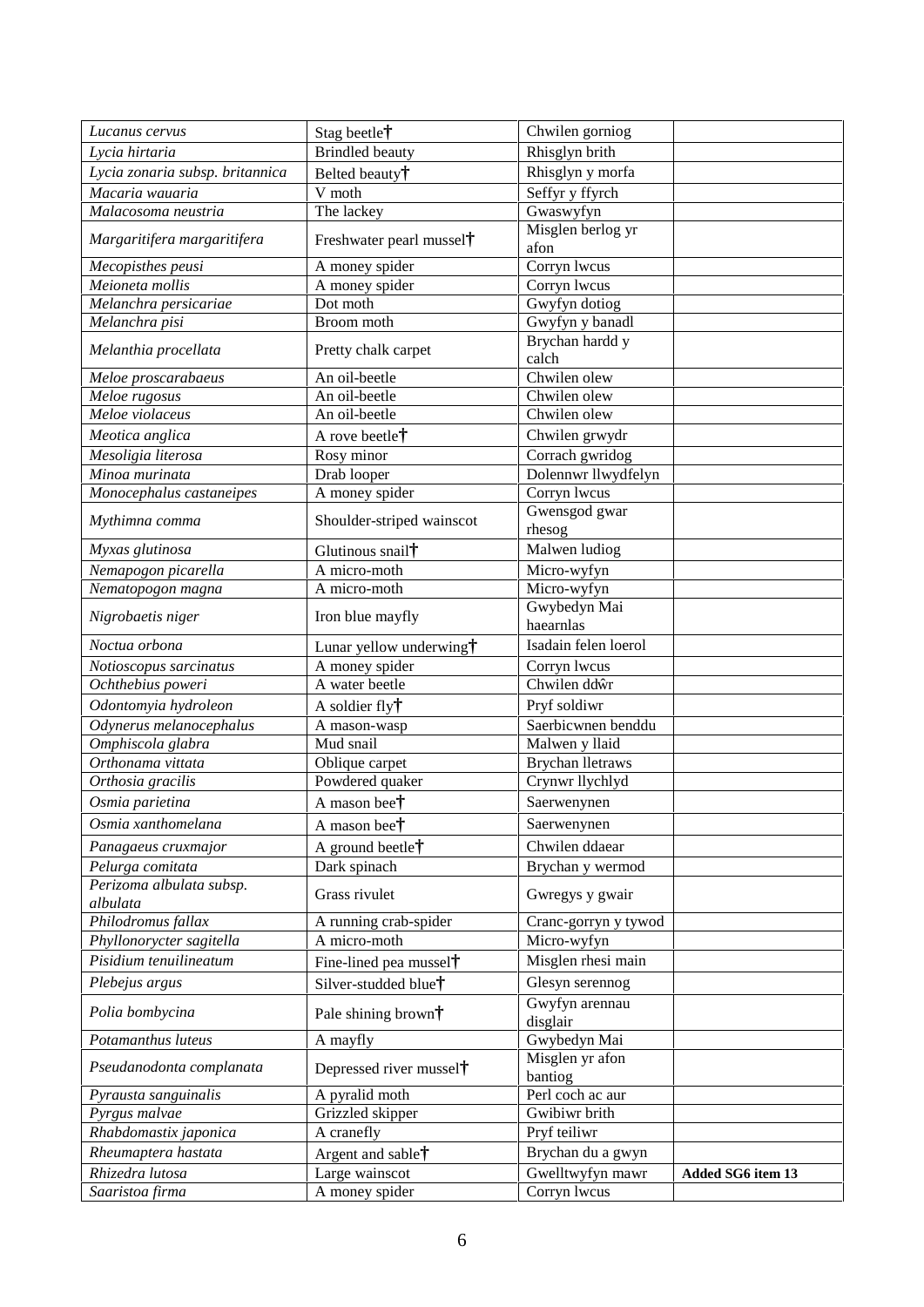| | | | |
|---|---|---|---|
| *Lucanus cervus* | Stag beetle† | Chwilen gorniog | |
| *Lycia hirtaria* | Brindled beauty | Rhisglyn brith | |
| *Lycia zonaria subsp. britannica* | Belted beauty† | Rhisglyn y morfa | |
| *Macaria wauaria* | V moth | Seffyr y ffyrch | |
| *Malacosoma neustria* | The lackey | Gwaswyfyn | |
| *Margaritifera margaritifera* | Freshwater pearl mussel† | Misglen berlog yr afon | |
| *Mecopisthes peusi* | A money spider | Corryn lwcus | |
| *Meioneta mollis* | A money spider | Corryn lwcus | |
| *Melanchra persicariae* | Dot moth | Gwyfyn dotiog | |
| *Melanchra pisi* | Broom moth | Gwyfyn y banadl | |
| *Melanthia procellata* | Pretty chalk carpet | Brychan hardd y calch | |
| *Meloe proscarabaeus* | An oil-beetle | Chwilen olew | |
| *Meloe rugosus* | An oil-beetle | Chwilen olew | |
| *Meloe violaceus* | An oil-beetle | Chwilen olew | |
| *Meotica anglica* | A rove beetle† | Chwilen grwydr | |
| *Mesoligia literosa* | Rosy minor | Corrach gwridog | |
| *Minoa murinata* | Drab looper | Dolennwr llwydfelyn | |
| *Monocephalus castaneipes* | A money spider | Corryn lwcus | |
| *Mythimna comma* | Shoulder-striped wainscot | Gwensgod gwar rhesog | |
| *Myxas glutinosa* | Glutinous snail† | Malwen ludiog | |
| *Nemapogon picarella* | A micro-moth | Micro-wyfyn | |
| *Nematopogon magna* | A micro-moth | Micro-wyfyn | |
| *Nigrobaetis niger* | Iron blue mayfly | Gwybedyn Mai haearnlas | |
| *Noctua orbona* | Lunar yellow underwing† | Isadain felen loerol | |
| *Notioscopus sarcinatus* | A money spider | Corryn lwcus | |
| *Ochthebius poweri* | A water beetle | Chwilen ddŵr | |
| *Odontomyia hydroleon* | A soldier fly† | Pryf soldiwr | |
| *Odynerus melanocephalus* | A mason-wasp | Saerbicwnen benddu | |
| *Omphiscola glabra* | Mud snail | Malwen y llaid | |
| *Orthonama vittata* | Oblique carpet | Brychan lletraws | |
| *Orthosia gracilis* | Powdered quaker | Crynwr llychlyd | |
| *Osmia parietina* | A mason bee† | Saerwenynen | |
| *Osmia xanthomelana* | A mason bee† | Saerwenynen | |
| *Panagaeus cruxmajor* | A ground beetle† | Chwilen ddaear | |
| *Pelurga comitata* | Dark spinach | Brychan y wermod | |
| *Perizoma albulata subsp. albulata* | Grass rivulet | Gwregys y gwair | |
| *Philodromus fallax* | A running crab-spider | Cranc-gorryn y tywod | |
| *Phyllonorycter sagitella* | A micro-moth | Micro-wyfyn | |
| *Pisidium tenuilineatum* | Fine-lined pea mussel† | Misglen rhesi main | |
| *Plebejus argus* | Silver-studded blue† | Glesyn serennog | |
| *Polia bombycina* | Pale shining brown† | Gwyfyn arennau disglair | |
| *Potamanthus luteus* | A mayfly | Gwybedyn Mai | |
| *Pseudanodonta complanata* | Depressed river mussel† | Misglen yr afon bantiog | |
| *Pyrausta sanguinalis* | A pyralid moth | Perl coch ac aur | |
| *Pyrgus malvae* | Grizzled skipper | Gwibiwr brith | |
| *Rhabdomastix japonica* | A cranefly | Pryf teiliwr | |
| *Rheumaptera hastata* | Argent and sable† | Brychan du a gwyn | |
| *Rhizedra lutosa* | Large wainscot | Gwelltwyfyn mawr | **Added SG6 item 13** |
| *Saaristoa firma* | A money spider | Corryn lwcus | |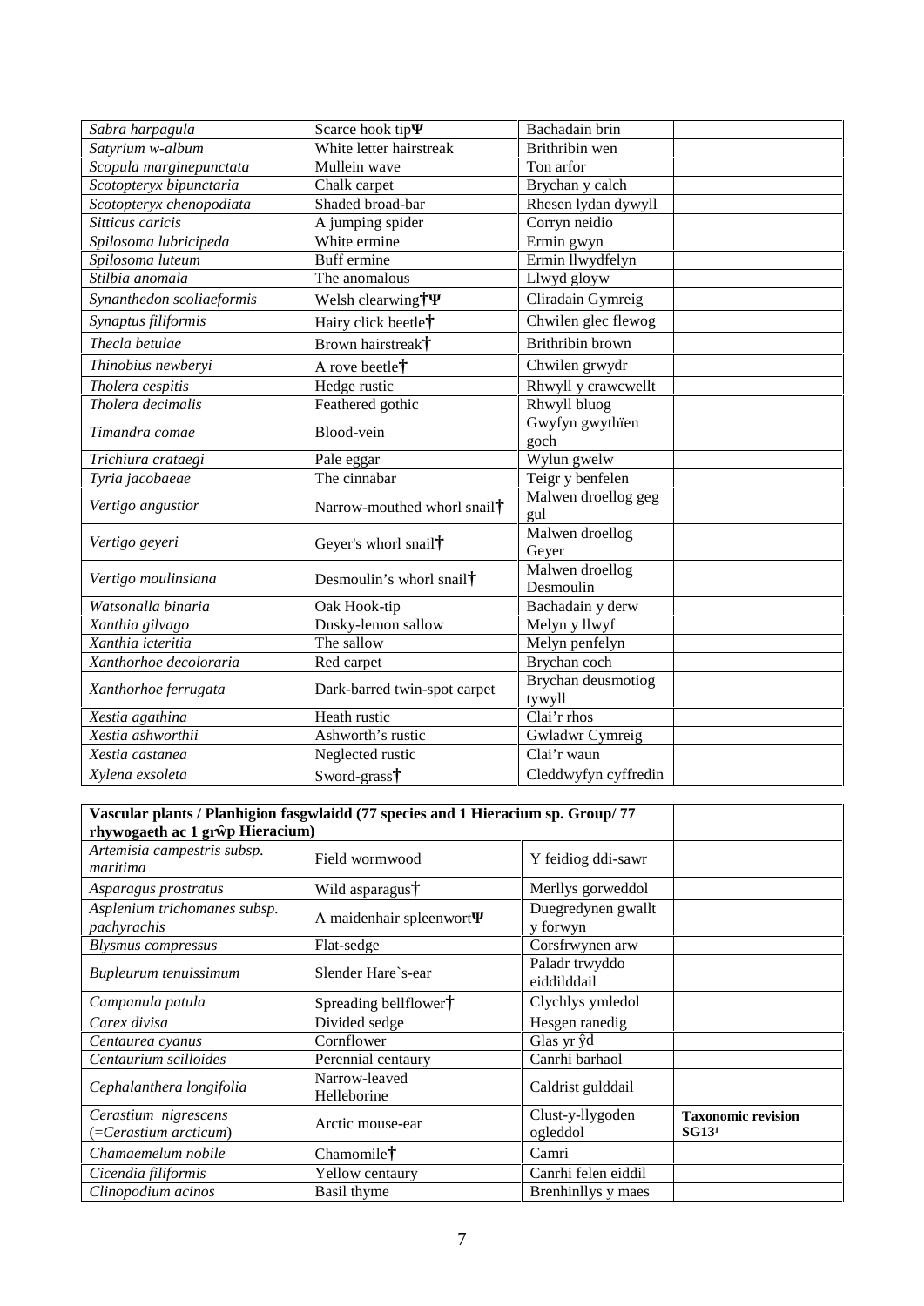| | | | |
|---|---|---|---|
| *Sabra harpagula* | Scarce hook tipΨ | Bachadain brin | |
| *Satyrium w-album* | White letter hairstreak | Brithribin wen | |
| *Scopula marginepunctata* | Mullein wave | Ton arfor | |
| *Scotopteryx bipunctaria* | Chalk carpet | Brychan y calch | |
| *Scotopteryx chenopodiata* | Shaded broad-bar | Rhesen lydan dywyll | |
| *Sitticus caricis* | A jumping spider | Corryn neidio | |
| *Spilosoma lubricipeda* | White ermine | Ermin gwyn | |
| *Spilosoma luteum* | Buff ermine | Ermin llwydfelyn | |
| *Stilbia anomala* | The anomalous | Llwyd gloyw | |
| *Synanthedon scoliaeformis* | Welsh clearwing†Ψ | Cliradain Gymreig | |
| *Synaptus filiformis* | Hairy click beetle† | Chwilen glec flewog | |
| *Thecla betulae* | Brown hairstreak† | Brithribin brown | |
| *Thinobius newberyi* | A rove beetle† | Chwilen grwydr | |
| *Tholera cespitis* | Hedge rustic | Rhwyll y crawcwellt | |
| *Tholera decimalis* | Feathered gothic | Rhwyll bluog | |
| *Timandra comae* | Blood-vein | Gwyfyn gwythïen goch | |
| *Trichiura crataegi* | Pale eggar | Wylun gwelw | |
| *Tyria jacobaeae* | The cinnabar | Teigr y benfelen | |
| *Vertigo angustior* | Narrow-mouthed whorl snail† | Malwen droellog geg gul | |
| *Vertigo geyeri* | Geyer's whorl snail† | Malwen droellog Geyer | |
| *Vertigo moulinsiana* | Desmoulin's whorl snail† | Malwen droellog Desmoulin | |
| *Watsonalla binaria* | Oak Hook-tip | Bachadain y derw | |
| *Xanthia gilvago* | Dusky-lemon sallow | Melyn y llwyf | |
| *Xanthia icteritia* | The sallow | Melyn penfelyn | |
| *Xanthorhoe decoloraria* | Red carpet | Brychan coch | |
| *Xanthorhoe ferrugata* | Dark-barred twin-spot carpet | Brychan deusmotiog tywyll | |
| *Xestia agathina* | Heath rustic | Clai'r rhos | |
| *Xestia ashworthii* | Ashworth's rustic | Gwladwr Cymreig | |
| *Xestia castanea* | Neglected rustic | Clai'r waun | |
| *Xylena exsoleta* | Sword-grass† | Cleddwyfyn cyffredin | |

| **Vascular plants / Planhigion fasgwlaidd (77 species and 1 Hieracium sp. Group/ 77 rhywogaeth ac 1 grŵp Hieracium)** | | | |
|---|---|---|---|
| *Artemisia campestris subsp. maritima* | Field wormwood | Y feidiog ddi-sawr | |
| *Asparagus prostratus* | Wild asparagus† | Merllys gorweddol | |
| *Asplenium trichomanes subsp. pachyrachis* | A maidenhair spleenwortΨ | Duegredynen gwallt y forwyn | |
| *Blysmus compressus* | Flat-sedge | Corsfrwynen arw | |
| *Bupleurum tenuissimum* | Slender Hare`s-ear | Paladr trwyddo eiddilddail | |
| *Campanula patula* | Spreading bellflower† | Clychlys ymledol | |
| *Carex divisa* | Divided sedge | Hesgen ranedig | |
| *Centaurea cyanus* | Cornflower | Glas yr ŷd | |
| *Centaurium scilloides* | Perennial centaury | Canrhi barhaol | |
| *Cephalanthera longifolia* | Narrow-leaved Helleborine | Caldrist gulddail | |
| *Cerastium nigrescens* (=*Cerastium arcticum*) | Arctic mouse-ear | Clust-y-llygoden ogleddol | **Taxonomic revision SG13[1]** |
| *Chamaemelum nobile* | Chamomile† | Camri | |
| *Cicendia filiformis* | Yellow centaury | Canrhi felen eiddil | |
| *Clinopodium acinos* | Basil thyme | Brenhinllys y maes | |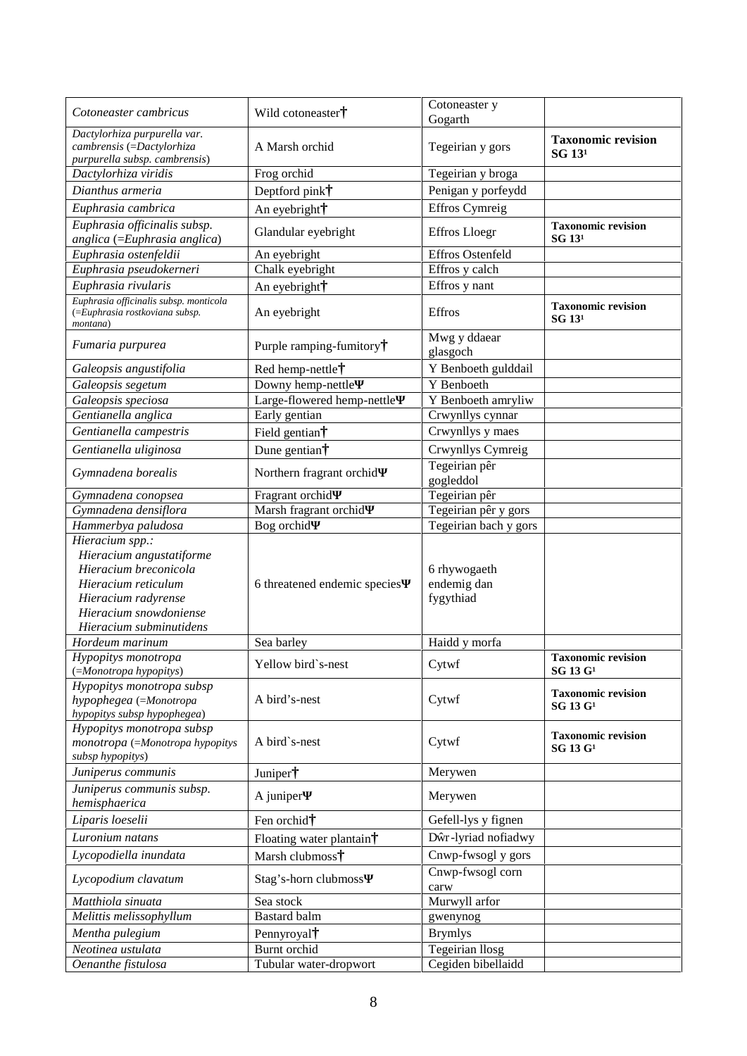| | | | |
|---|---|---|---|
| *Cotoneaster cambricus* | Wild cotoneaster† | Cotoneaster y Gogarth | |
| *Dactylorhiza purpurella var. cambrensis* (=*Dactylorhiza purpurella subsp. cambrensis*) | A Marsh orchid | Tegeirian y gors | **Taxonomic revision SG 13[1]** |
| *Dactylorhiza viridis* | Frog orchid | Tegeirian y broga | |
| *Dianthus armeria* | Deptford pink† | Penigan y porfeydd | |
| *Euphrasia cambrica* | An eyebright† | Effros Cymreig | |
| *Euphrasia officinalis subsp. anglica* (=*Euphrasia anglica*) | Glandular eyebright | Effros Lloegr | **Taxonomic revision SG 13[1]** |
| *Euphrasia ostenfeldii* | An eyebright | Effros Ostenfeld | |
| *Euphrasia pseudokerneri* | Chalk eyebright | Effros y calch | |
| *Euphrasia rivularis* | An eyebright† | Effros y nant | |
| *Euphrasia officinalis subsp. monticola* (=*Euphrasia rostkoviana subsp. montana*) | An eyebright | Effros | **Taxonomic revision SG 13[1]** |
| *Fumaria purpurea* | Purple ramping-fumitory† | Mwg y ddaear glasgoch | |
| *Galeopsis angustifolia* | Red hemp-nettle† | Y Benboeth gulddail | |
| *Galeopsis segetum* | Downy hemp-nettleΨ | Y Benboeth | |
| *Galeopsis speciosa* | Large-flowered hemp-nettleΨ | Y Benboeth amryliw | |
| *Gentianella anglica* | Early gentian | Crwynllys cynnar | |
| *Gentianella campestris* | Field gentian† | Crwynllys y maes | |
| *Gentianella uliginosa* | Dune gentian† | Crwynllys Cymreig | |
| *Gymnadena borealis* | Northern fragrant orchidΨ | Tegeirian pêr gogleddol | |
| *Gymnadena conopsea* | Fragrant orchidΨ | Tegeirian pêr | |
| *Gymnadena densiflora* | Marsh fragrant orchidΨ | Tegeirian pêr y gors | |
| *Hammerbya paludosa* | Bog orchidΨ | Tegeirian bach y gors | |
| *Hieracium spp.:* *Hieracium angustatiforme* *Hieracium breconicola* *Hieracium reticulum* *Hieracium radyrense* *Hieracium snowdoniense* *Hieracium subminutidens* | 6 threatened endemic speciesΨ | 6 rhywogaeth endemig dan fygythiad | |
| *Hordeum marinum* | Sea barley | Haidd y morfa | |
| *Hypopitys monotropa* (=*Monotropa hypopitys*) | Yellow bird`s-nest | Cytwf | **Taxonomic revision SG 13 G[1]** |
| *Hypopitys monotropa subsp hypophegea* (=*Monotropa hypopitys subsp hypophegea*) | A bird's-nest | Cytwf | **Taxonomic revision SG 13 G[1]** |
| *Hypopitys monotropa subsp monotropa* (=*Monotropa hypopitys subsp hypopitys*) | A bird`s-nest | Cytwf | **Taxonomic revision SG 13 G[1]** |
| *Juniperus communis* | Juniper† | Merywen | |
| *Juniperus communis subsp. hemisphaerica* | A juniperΨ | Merywen | |
| *Liparis loeselii* | Fen orchid† | Gefell-lys y fignen | |
| *Luronium natans* | Floating water plantain† | Dŵr-lyriad nofiadwy | |
| *Lycopodiella inundata* | Marsh clubmoss† | Cnwp-fwsogl y gors | |
| *Lycopodium clavatum* | Stag's-horn clubmossΨ | Cnwp-fwsogl corn carw | |
| *Matthiola sinuata* | Sea stock | Murwyll arfor | |
| *Melittis melissophyllum* | Bastard balm | gwenynog | |
| *Mentha pulegium* | Pennyroyal† | Brymlys | |
| *Neotinea ustulata* | Burnt orchid | Tegeirian llosg | |
| *Oenanthe fistulosa* | Tubular water-dropwort | Cegiden bibellaidd | |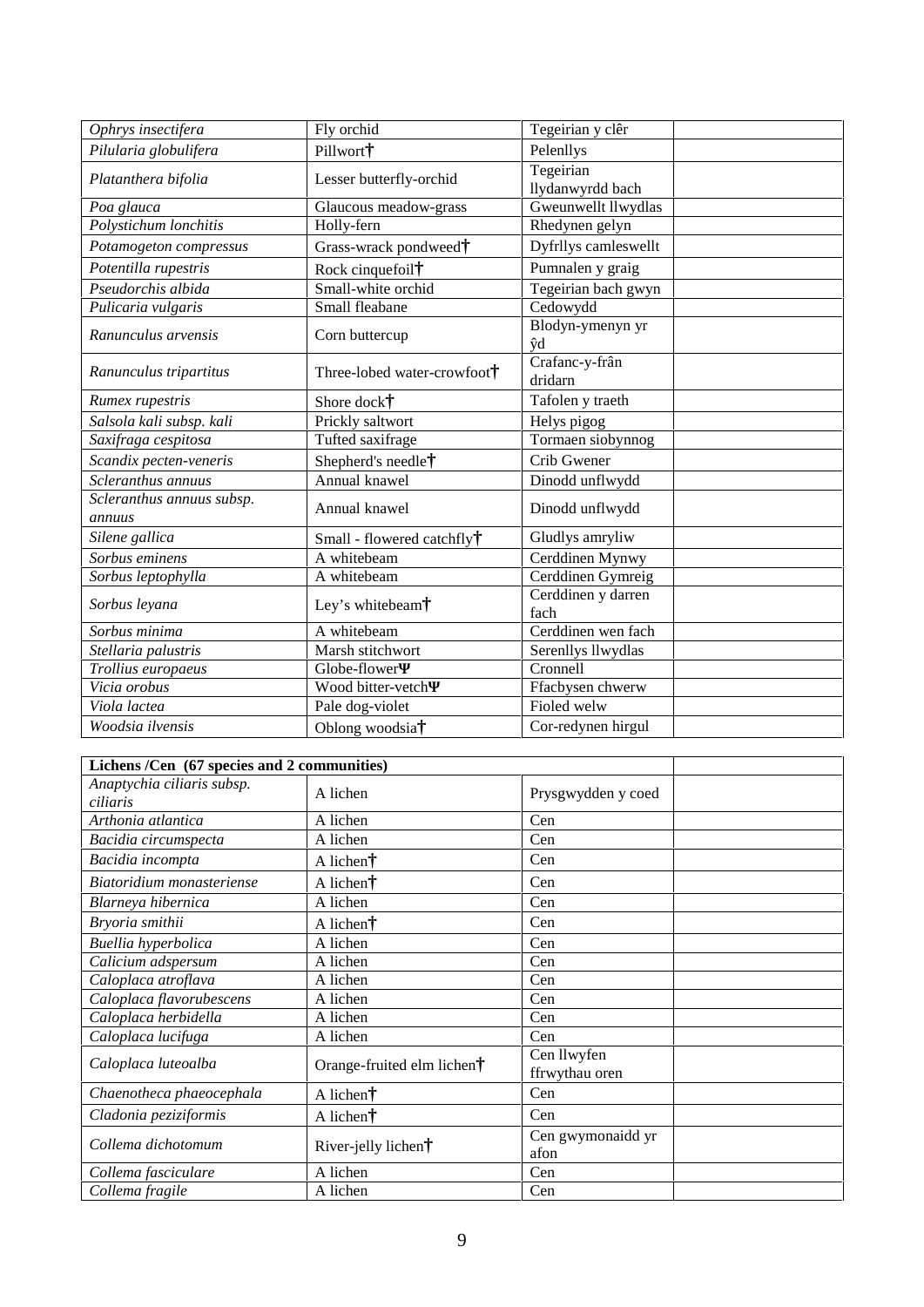| | | | |
|---|---|---|---|
| *Ophrys insectifera* | Fly orchid | Tegeirian y clêr | |
| *Pilularia globulifera* | Pillwort† | Pelenllys | |
| *Platanthera bifolia* | Lesser butterfly-orchid | Tegeirian llydanwyrdd bach | |
| *Poa glauca* | Glaucous meadow-grass | Gweunwellt llwydlas | |
| *Polystichum lonchitis* | Holly-fern | Rhedynen gelyn | |
| *Potamogeton compressus* | Grass-wrack pondweed† | Dyfrllys camleswellt | |
| *Potentilla rupestris* | Rock cinquefoil† | Pumnalen y graig | |
| *Pseudorchis albida* | Small-white orchid | Tegeirian bach gwyn | |
| *Pulicaria vulgaris* | Small fleabane | Cedowydd | |
| *Ranunculus arvensis* | Corn buttercup | Blodyn-ymenyn yr ŷd | |
| *Ranunculus tripartitus* | Three-lobed water-crowfoot† | Crafanc-y-frân dridarn | |
| *Rumex rupestris* | Shore dock† | Tafolen y traeth | |
| *Salsola kali subsp. kali* | Prickly saltwort | Helys pigog | |
| *Saxifraga cespitosa* | Tufted saxifrage | Tormaen siobynnog | |
| *Scandix pecten-veneris* | Shepherd's needle† | Crib Gwener | |
| *Scleranthus annuus* | Annual knawel | Dinodd unflwydd | |
| *Scleranthus annuus subsp. annuus* | Annual knawel | Dinodd unflwydd | |
| *Silene gallica* | Small - flowered catchfly† | Gludlys amryliw | |
| *Sorbus eminens* | A whitebeam | Cerddinen Mynwy | |
| *Sorbus leptophylla* | A whitebeam | Cerddinen Gymreig | |
| *Sorbus leyana* | Ley's whitebeam† | Cerddinen y darren fach | |
| *Sorbus minima* | A whitebeam | Cerddinen wen fach | |
| *Stellaria palustris* | Marsh stitchwort | Serenllys llwydlas | |
| *Trollius europaeus* | Globe-flowerΨ | Cronnell | |
| *Vicia orobus* | Wood bitter-vetchΨ | Ffacbysen chwerw | |
| *Viola lactea* | Pale dog-violet | Fioled welw | |
| *Woodsia ilvensis* | Oblong woodsia† | Cor-redynen hirgul | |

| **Lichens /Cen (67 species and 2 communities)** | | | |
|---|---|---|---|
| *Anaptychia ciliaris subsp. ciliaris* | A lichen | Prysgwydden y coed | |
| *Arthonia atlantica* | A lichen | Cen | |
| *Bacidia circumspecta* | A lichen | Cen | |
| *Bacidia incompta* | A lichen† | Cen | |
| *Biatoridium monasteriense* | A lichen† | Cen | |
| *Blarneya hibernica* | A lichen | Cen | |
| *Bryoria smithii* | A lichen† | Cen | |
| *Buellia hyperbolica* | A lichen | Cen | |
| *Calicium adspersum* | A lichen | Cen | |
| *Caloplaca atroflava* | A lichen | Cen | |
| *Caloplaca flavorubescens* | A lichen | Cen | |
| *Caloplaca herbidella* | A lichen | Cen | |
| *Caloplaca lucifuga* | A lichen | Cen | |
| *Caloplaca luteoalba* | Orange-fruited elm lichen† | Cen llwyfen ffrwythau oren | |
| *Chaenotheca phaeocephala* | A lichen† | Cen | |
| *Cladonia peziziformis* | A lichen† | Cen | |
| *Collema dichotomum* | River-jelly lichen† | Cen gwymonaidd yr afon | |
| *Collema fasciculare* | A lichen | Cen | |
| *Collema fragile* | A lichen | Cen | |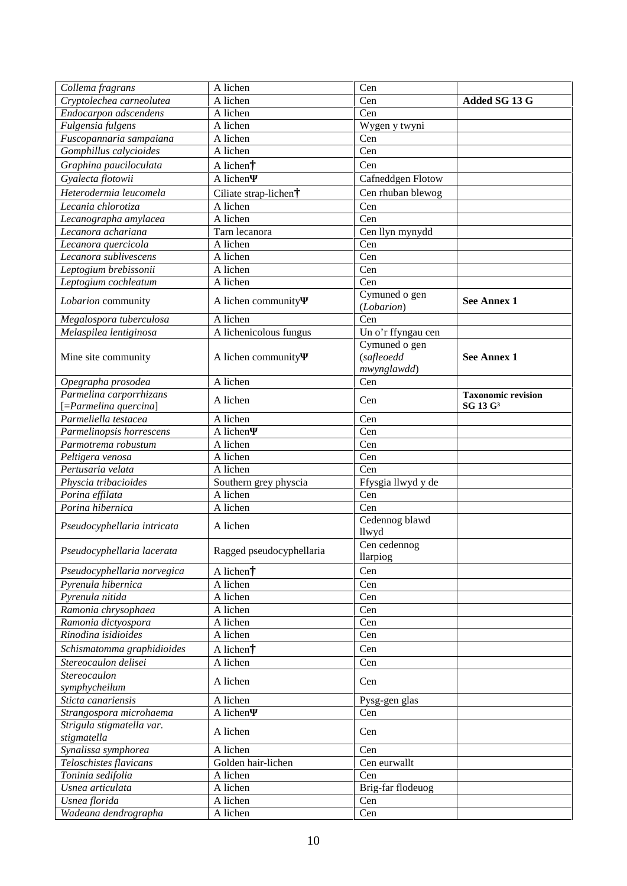| | | | |
|---|---|---|---|
| *Collema fragrans* | A lichen | Cen | |
| *Cryptolechea carneolutea* | A lichen | Cen | **Added SG 13 G** |
| *Endocarpon adscendens* | A lichen | Cen | |
| *Fulgensia fulgens* | A lichen | Wygen y twyni | |
| *Fuscopannaria sampaiana* | A lichen | Cen | |
| *Gomphillus calycioides* | A lichen | Cen | |
| *Graphina pauciloculata* | A lichen† | Cen | |
| *Gyalecta flotowii* | A lichenΨ | Cafneddgen Flotow | |
| *Heterodermia leucomela* | Ciliate strap-lichen† | Cen rhuban blewog | |
| *Lecania chlorotiza* | A lichen | Cen | |
| *Lecanographa amylacea* | A lichen | Cen | |
| *Lecanora achariana* | Tarn lecanora | Cen llyn mynydd | |
| *Lecanora quercicola* | A lichen | Cen | |
| *Lecanora sublivescens* | A lichen | Cen | |
| *Leptogium brebissonii* | A lichen | Cen | |
| *Leptogium cochleatum* | A lichen | Cen | |
| *Lobarion* community | A lichen communityΨ | Cymuned o gen (*Lobarion*) | **See Annex 1** |
| *Megalospora tuberculosa* | A lichen | Cen | |
| *Melaspilea lentiginosa* | A lichenicolous fungus | Un o'r ffyngau cen | |
| Mine site community | A lichen communityΨ | Cymuned o gen (*safleoedd mwynglawdd*) | **See Annex 1** |
| *Opegrapha prosodea* | A lichen | Cen | |
| *Parmelina carporrhizans* [=*Parmelina quercina*] | A lichen | Cen | **Taxonomic revision SG 13 G**[3] |
| *Parmeliella testacea* | A lichen | Cen | |
| *Parmelinopsis horrescens* | A lichenΨ | Cen | |
| *Parmotrema robustum* | A lichen | Cen | |
| *Peltigera venosa* | A lichen | Cen | |
| *Pertusaria velata* | A lichen | Cen | |
| *Physcia tribacioides* | Southern grey physcia | Ffysgia llwyd y de | |
| *Porina effilata* | A lichen | Cen | |
| *Porina hibernica* | A lichen | Cen | |
| *Pseudocyphellaria intricata* | A lichen | Cedennog blawd llwyd | |
| *Pseudocyphellaria lacerata* | Ragged pseudocyphellaria | Cen cedennog llarpiog | |
| *Pseudocyphellaria norvegica* | A lichen† | Cen | |
| *Pyrenula hibernica* | A lichen | Cen | |
| *Pyrenula nitida* | A lichen | Cen | |
| *Ramonia chrysophaea* | A lichen | Cen | |
| *Ramonia dictyospora* | A lichen | Cen | |
| *Rinodina isidioides* | A lichen | Cen | |
| *Schismatomma graphidioides* | A lichen† | Cen | |
| *Stereocaulon delisei* | A lichen | Cen | |
| *Stereocaulon symphycheilum* | A lichen | Cen | |
| *Sticta canariensis* | A lichen | Pysg-gen glas | |
| *Strangospora microhaema* | A lichenΨ | Cen | |
| *Strigula stigmatella var. stigmatella* | A lichen | Cen | |
| *Synalissa symphorea* | A lichen | Cen | |
| *Teloschistes flavicans* | Golden hair-lichen | Cen eurwallt | |
| *Toninia sedifolia* | A lichen | Cen | |
| *Usnea articulata* | A lichen | Brig-far flodeuog | |
| *Usnea florida* | A lichen | Cen | |
| *Wadeana dendrographa* | A lichen | Cen | |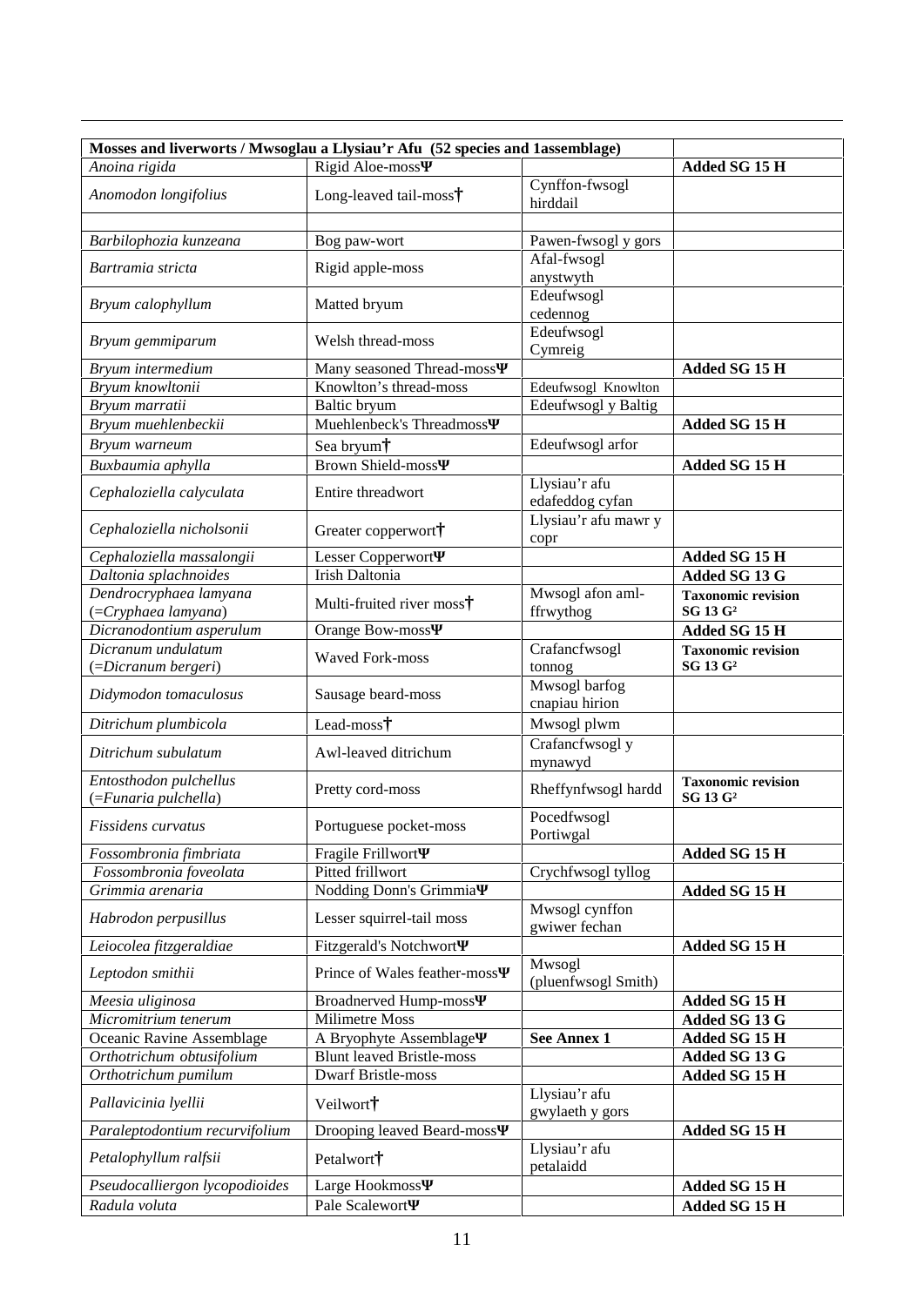| Mosses and liverworts / Mwsoglau a Llysiau'r Afu (52 species and 1assemblage) | | | |
|---|---|---|---|
| *Anoina rigida* | Rigid Aloe-mossΨ | | **Added SG 15 H** |
| *Anomodon longifolius* | Long-leaved tail-moss† | Cynffon-fwsogl hirddail | |
| | | | |
| *Barbilophozia kunzeana* | Bog paw-wort | Pawen-fwsogl y gors | |
| *Bartramia stricta* | Rigid apple-moss | Afal-fwsogl anystwyth | |
| *Bryum calophyllum* | Matted bryum | Edeufwsogl cedennog | |
| *Bryum gemmiparum* | Welsh thread-moss | Edeufwsogl Cymreig | |
| *Bryum intermedium* | Many seasoned Thread-mossΨ | | **Added SG 15 H** |
| *Bryum knowltonii* | Knowlton's thread-moss | Edeufwsogl Knowlton | |
| *Bryum marratii* | Baltic bryum | Edeufwsogl y Baltig | |
| *Bryum muehlenbeckii* | Muehlenbeck's ThreadmossΨ | | **Added SG 15 H** |
| *Bryum warneum* | Sea bryum† | Edeufwsogl arfor | |
| *Buxbaumia aphylla* | Brown Shield-mossΨ | | **Added SG 15 H** |
| *Cephaloziella calyculata* | Entire threadwort | Llysiau'r afu edafeddog cyfan | |
| *Cephaloziella nicholsonii* | Greater copperwort† | Llysiau'r afu mawr y copr | |
| *Cephaloziella massalongii* | Lesser CopperwortΨ | | **Added SG 15 H** |
| *Daltonia splachnoides* | Irish Daltonia | | **Added SG 13 G** |
| *Dendrocryphaea lamyana* (=*Cryphaea lamyana*) | Multi-fruited river moss† | Mwsogl afon aml-ffrwythog | **Taxonomic revision SG 13 G²** |
| *Dicranodontium asperulum* | Orange Bow-mossΨ | | **Added SG 15 H** |
| *Dicranum undulatum* (=*Dicranum bergeri*) | Waved Fork-moss | Crafancfwsogl tonnog | **Taxonomic revision SG 13 G²** |
| *Didymodon tomaculosus* | Sausage beard-moss | Mwsogl barfog cnapiau hirion | |
| *Ditrichum plumbicola* | Lead-moss† | Mwsogl plwm | |
| *Ditrichum subulatum* | Awl-leaved ditrichum | Crafancfwsogl y mynawyd | |
| *Entosthodon pulchellus* (=*Funaria pulchella*) | Pretty cord-moss | Rheffynfwsogl hardd | **Taxonomic revision SG 13 G²** |
| *Fissidens curvatus* | Portuguese pocket-moss | Pocedfwsogl Portiwgal | |
| *Fossombronia fimbriata* | Fragile FrillwortΨ | | **Added SG 15 H** |
| *Fossombronia foveolata* | Pitted frillwort | Crychfwsogl tyllog | |
| *Grimmia arenaria* | Nodding Donn's GrimmiaΨ | | **Added SG 15 H** |
| *Habrodon perpusillus* | Lesser squirrel-tail moss | Mwsogl cynffon gwiwer fechan | |
| *Leiocolea fitzgeraldiae* | Fitzgerald's NotchwortΨ | | **Added SG 15 H** |
| *Leptodon smithii* | Prince of Wales feather-mossΨ | Mwsogl (pluenfwsogl Smith) | |
| *Meesia uliginosa* | Broadnerved Hump-mossΨ | | **Added SG 15 H** |
| *Micromitrium tenerum* | Milimetre Moss | | **Added SG 13 G** |
| Oceanic Ravine Assemblage | A Bryophyte AssemblageΨ | **See Annex 1** | **Added SG 15 H** |
| *Orthotrichum obtusifolium* | Blunt leaved Bristle-moss | | **Added SG 13 G** |
| *Orthotrichum pumilum* | Dwarf Bristle-moss | | **Added SG 15 H** |
| *Pallavicinia lyellii* | Veilwort† | Llysiau'r afu gwylaeth y gors | |
| *Paraleptodontium recurvifolium* | Drooping leaved Beard-mossΨ | | **Added SG 15 H** |
| *Petalophyllum ralfsii* | Petalwort† | Llysiau'r afu petalaidd | |
| *Pseudocalliergon lycopodioides* | Large HookmossΨ | | **Added SG 15 H** |
| *Radula voluta* | Pale ScalewortΨ | | **Added SG 15 H** |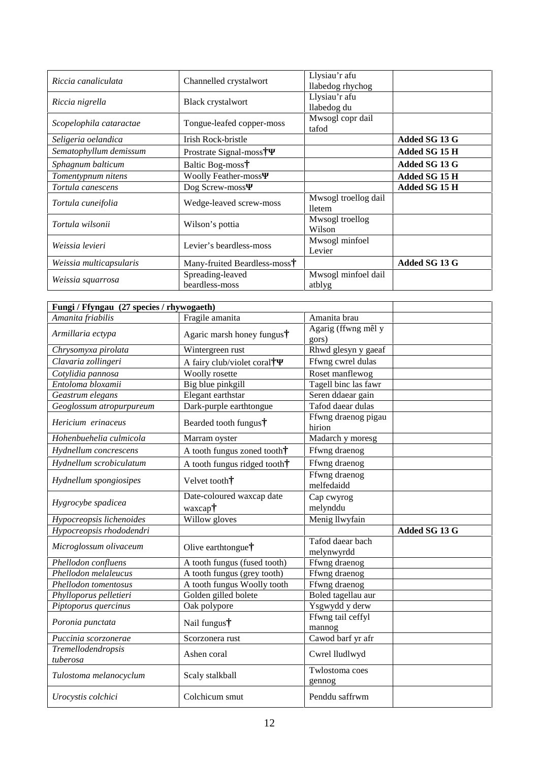| | | | |
|---|---|---|---|
| *Riccia canaliculata* | Channelled crystalwort | Llysiau'r afu llabedog rhychog | |
| *Riccia nigrella* | Black crystalwort | Llysiau'r afu llabedog du | |
| *Scopelophila cataractae* | Tongue-leafed copper-moss | Mwsogl copr dail tafod | |
| *Seligeria oelandica* | Irish Rock-bristle | | **Added SG 13 G** |
| *Sematophyllum demissum* | Prostrate Signal-moss†Ψ | | **Added SG 15 H** |
| *Sphagnum balticum* | Baltic Bog-moss† | | **Added SG 13 G** |
| *Tomentypnum nitens* | Woolly Feather-mossΨ | | **Added SG 15 H** |
| *Tortula canescens* | Dog Screw-mossΨ | | **Added SG 15 H** |
| *Tortula cuneifolia* | Wedge-leaved screw-moss | Mwsogl troellog dail lletem | |
| *Tortula wilsonii* | Wilson's pottia | Mwsogl troellog Wilson | |
| *Weissia levieri* | Levier's beardless-moss | Mwsogl minfoel Levier | |
| *Weissia multicapsularis* | Many-fruited Beardless-moss† | | **Added SG 13 G** |
| *Weissia squarrosa* | Spreading-leaved beardless-moss | Mwsogl minfoel dail atblyg | |

| **Fungi / Ffyngau (27 species / rhywogaeth)** | | | |
|---|---|---|---|
| *Amanita friabilis* | Fragile amanita | Amanita brau | |
| *Armillaria ectypa* | Agaric marsh honey fungus† | Agarig (ffwng mêl y gors) | |
| *Chrysomyxa pirolata* | Wintergreen rust | Rhwd glesyn y gaeaf | |
| *Clavaria zollingeri* | A fairy club/violet coral†Ψ | Ffwng cwrel dulas | |
| *Cotylidia pannosa* | Woolly rosette | Roset manflewog | |
| *Entoloma bloxamii* | Big blue pinkgill | Tagell binc las fawr | |
| *Geastrum elegans* | Elegant earthstar | Seren ddaear gain | |
| *Geoglossum atropurpureum* | Dark-purple earthtongue | Tafod daear dulas | |
| *Hericium erinaceus* | Bearded tooth fungus† | Ffwng draenog pigau hirion | |
| *Hohenbuehelia culmicola* | Marram oyster | Madarch y moresg | |
| *Hydnellum concrescens* | A tooth fungus zoned tooth† | Ffwng draenog | |
| *Hydnellum scrobiculatum* | A tooth fungus ridged tooth† | Ffwng draenog | |
| *Hydnellum spongiosipes* | Velvet tooth† | Ffwng draenog melfedaidd | |
| *Hygrocybe spadicea* | Date-coloured waxcap date waxcap† | Cap cwyrog melynddu | |
| *Hypocreopsis lichenoides* | Willow gloves | Menig llwyfain | |
| *Hypocreopsis rhododendri* | | | **Added SG 13 G** |
| *Microglossum olivaceum* | Olive earthtongue† | Tafod daear bach melynwyrdd | |
| *Phellodon confluens* | A tooth fungus (fused tooth) | Ffwng draenog | |
| *Phellodon melaleucus* | A tooth fungus (grey tooth) | Ffwng draenog | |
| *Phellodon tomentosus* | A tooth fungus Woolly tooth | Ffwng draenog | |
| *Phylloporus pelletieri* | Golden gilled bolete | Boled tagellau aur | |
| *Piptoporus quercinus* | Oak polypore | Ysgwydd y derw | |
| *Poronia punctata* | Nail fungus† | Ffwng tail ceffyl mannog | |
| *Puccinia scorzonerae* | Scorzonera rust | Cawod barf yr afr | |
| *Tremellodendropsis tuberosa* | Ashen coral | Cwrel lludlwyd | |
| *Tulostoma melanocyclum* | Scaly stalkball | Twlostoma coes gennog | |
| *Urocystis colchici* | Colchicum smut | Penddu saffrwm | |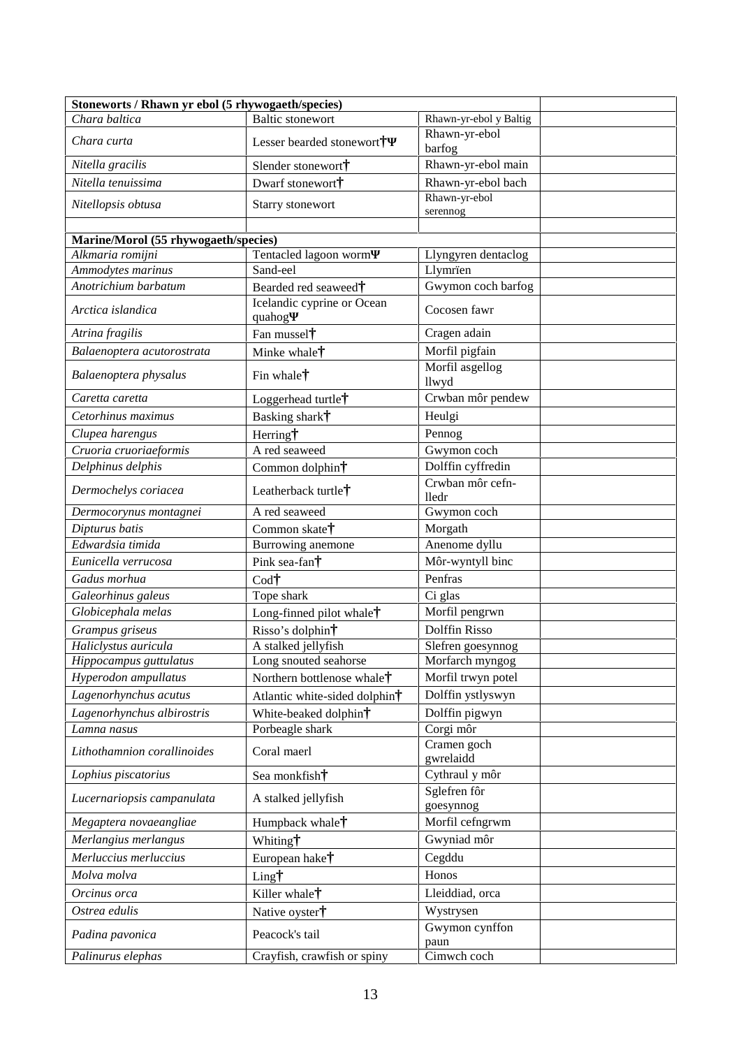| Stoneworts / Rhawn yr ebol (5 rhywogaeth/species) | | | |
|---|---|---|---|
| *Chara baltica* | Baltic stonewort | Rhawn-yr-ebol y Baltig | |
| *Chara curta* | Lesser bearded stonewort†Ψ | Rhawn-yr-ebol barfog | |
| *Nitella gracilis* | Slender stonewort† | Rhawn-yr-ebol main | |
| *Nitella tenuissima* | Dwarf stonewort† | Rhawn-yr-ebol bach | |
| *Nitellopsis obtusa* | Starry stonewort | Rhawn-yr-ebol serennog | |
| | | | |
| **Marine/Morol (55 rhywogaeth/species)** | | | |
| *Alkmaria romijni* | Tentacled lagoon wormΨ | Llyngyren dentaclog | |
| *Ammodytes marinus* | Sand-eel | Llymrïen | |
| *Anotrichium barbatum* | Bearded red seaweed† | Gwymon coch barfog | |
| *Arctica islandica* | Icelandic cyprine or Ocean quahogΨ | Cocosen fawr | |
| *Atrina fragilis* | Fan mussel† | Cragen adain | |
| *Balaenoptera acutorostrata* | Minke whale† | Morfil pigfain | |
| *Balaenoptera physalus* | Fin whale† | Morfil asgellog llwyd | |
| *Caretta caretta* | Loggerhead turtle† | Crwban môr pendew | |
| *Cetorhinus maximus* | Basking shark† | Heulgi | |
| *Clupea harengus* | Herring† | Pennog | |
| *Cruoria cruoriaeformis* | A red seaweed | Gwymon coch | |
| *Delphinus delphis* | Common dolphin† | Dolffin cyffredin | |
| *Dermochelys coriacea* | Leatherback turtle† | Crwban môr cefn-lledr | |
| *Dermocorynus montagnei* | A red seaweed | Gwymon coch | |
| *Dipturus batis* | Common skate† | Morgath | |
| *Edwardsia timida* | Burrowing anemone | Anenome dyllu | |
| *Eunicella verrucosa* | Pink sea-fan† | Môr-wyntyll binc | |
| *Gadus morhua* | Cod† | Penfras | |
| *Galeorhinus galeus* | Tope shark | Ci glas | |
| *Globicephala melas* | Long-finned pilot whale† | Morfil pengrwn | |
| *Grampus griseus* | Risso's dolphin† | Dolffin Risso | |
| *Haliclystus auricula* | A stalked jellyfish | Slefren goesynnog | |
| *Hippocampus guttulatus* | Long snouted seahorse | Morfarch myngog | |
| *Hyperodon ampullatus* | Northern bottlenose whale† | Morfil trwyn potel | |
| *Lagenorhynchus acutus* | Atlantic white-sided dolphin† | Dolffin ystlyswyn | |
| *Lagenorhynchus albirostris* | White-beaked dolphin† | Dolffin pigwyn | |
| *Lamna nasus* | Porbeagle shark | Corgi môr | |
| *Lithothamnion corallinoides* | Coral maerl | Cramen goch gwrelaidd | |
| *Lophius piscatorius* | Sea monkfish† | Cythraul y môr | |
| *Lucernariopsis campanulata* | A stalked jellyfish | Sglefren fôr goesynnog | |
| *Megaptera novaeangliae* | Humpback whale† | Morfil cefngrwm | |
| *Merlangius merlangus* | Whiting† | Gwyniad môr | |
| *Merluccius merluccius* | European hake† | Cegddu | |
| *Molva molva* | Ling† | Honos | |
| *Orcinus orca* | Killer whale† | Lleiddiad, orca | |
| *Ostrea edulis* | Native oyster† | Wystrysen | |
| *Padina pavonica* | Peacock's tail | Gwymon cynffon paun | |
| *Palinurus elephas* | Crayfish, crawfish or spiny | Cimwch coch | |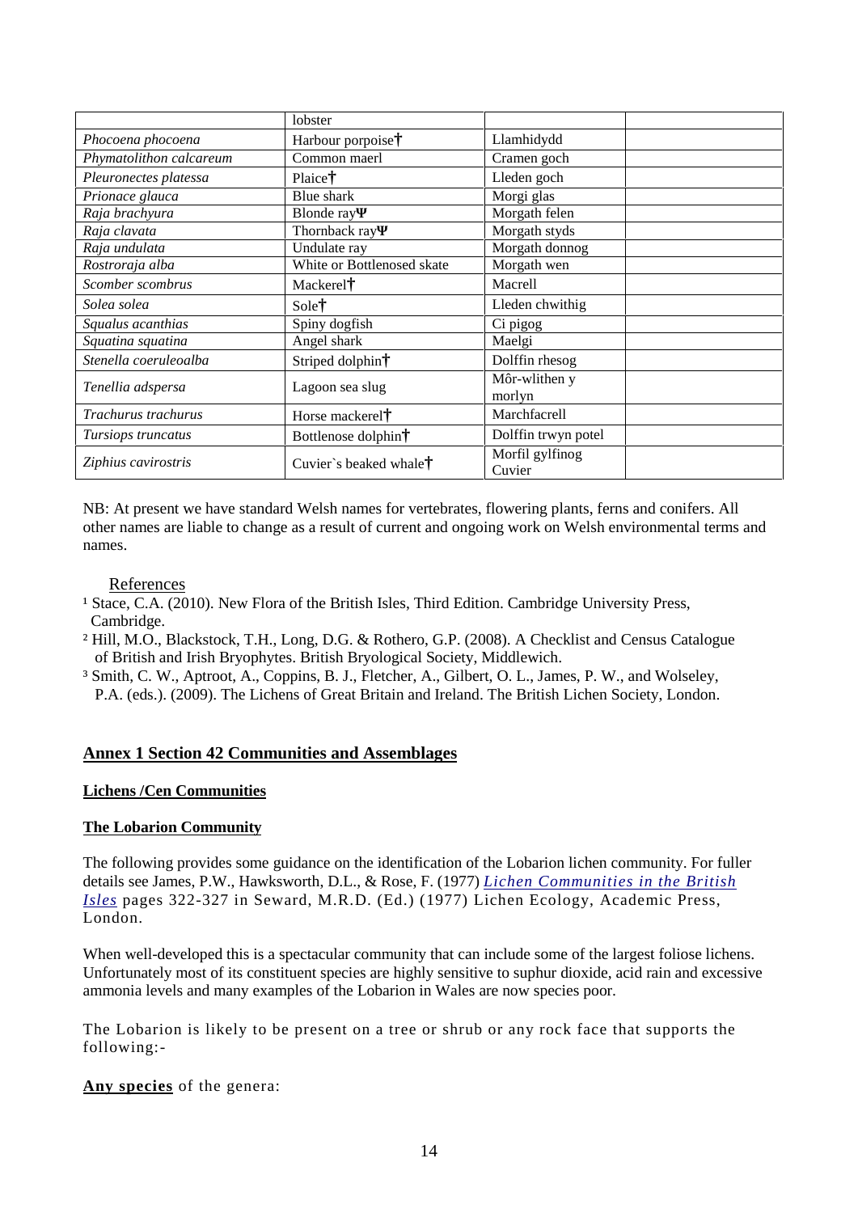| | lobster | | |
|---|---|---|---|
| *Phocoena phocoena* | Harbour porpoise† | Llamhidydd | |
| *Phymatolithon calcareum* | Common maerl | Cramen goch | |
| *Pleuronectes platessa* | Plaice† | Lleden goch | |
| *Prionace glauca* | Blue shark | Morgi glas | |
| *Raja brachyura* | Blonde rayΨ | Morgath felen | |
| *Raja clavata* | Thornback rayΨ | Morgath styds | |
| *Raja undulata* | Undulate ray | Morgath donnog | |
| *Rostroraja alba* | White or Bottlenosed skate | Morgath wen | |
| *Scomber scombrus* | Mackerel† | Macrell | |
| *Solea solea* | Sole† | Lleden chwithig | |
| *Squalus acanthias* | Spiny dogfish | Ci pigog | |
| *Squatina squatina* | Angel shark | Maelgi | |
| *Stenella coeruleoalba* | Striped dolphin† | Dolffin rhesog | |
| *Tenellia adspersa* | Lagoon sea slug | Môr-wlithen y morlyn | |
| *Trachurus trachurus* | Horse mackerel† | Marchfacrell | |
| *Tursiops truncatus* | Bottlenose dolphin† | Dolffin trwyn potel | |
| *Ziphius cavirostris* | Cuvier`s beaked whale† | Morfil gylfinog Cuvier | |

NB: At present we have standard Welsh names for vertebrates, flowering plants, ferns and conifers. All other names are liable to change as a result of current and ongoing work on Welsh environmental terms and names.

References

[1] Stace, C.A. (2010). New Flora of the British Isles, Third Edition. Cambridge University Press, Cambridge.

[2] Hill, M.O., Blackstock, T.H., Long, D.G. & Rothero, G.P. (2008). A Checklist and Census Catalogue of British and Irish Bryophytes. British Bryological Society, Middlewich.

[3] Smith, C. W., Aptroot, A., Coppins, B. J., Fletcher, A., Gilbert, O. L., James, P. W., and Wolseley, P.A. (eds.). (2009). The Lichens of Great Britain and Ireland. The British Lichen Society, London.

## Annex 1 Section 42 Communities and Assemblages

### Lichens /Cen Communities

### The Lobarion Community

The following provides some guidance on the identification of the Lobarion lichen community. For fuller details see James, P.W., Hawksworth, D.L., & Rose, F. (1977) *Lichen Communities in the British Isles* pages 322-327 in Seward, M.R.D. (Ed.) (1977) Lichen Ecology, Academic Press, London.

When well-developed this is a spectacular community that can include some of the largest foliose lichens. Unfortunately most of its constituent species are highly sensitive to suphur dioxide, acid rain and excessive ammonia levels and many examples of the Lobarion in Wales are now species poor.

The Lobarion is likely to be present on a tree or shrub or any rock face that supports the following:-

**Any species** of the genera: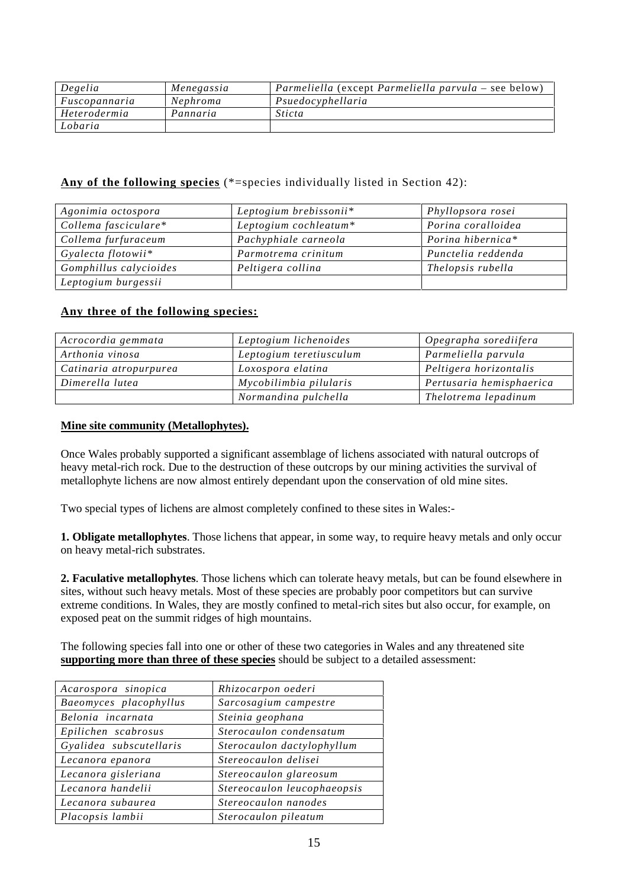| *Degelia* | *Menegassia* | *Parmeliella* (except *Parmeliella parvula* – see below) |
|---|---|---|
| *Fuscopannaria* | *Nephroma* | *Psuedocyphellaria* |
| *Heterodermia* | *Pannaria* | *Sticta* |
| *Lobaria* | | |

**Any of the following species** (*=species individually listed in Section 42):

| *Agonimia octospora* | *Leptogium brebissonii** | *Phyllopsora rosei* |
|---|---|---|
| *Collema fasciculare** | *Leptogium cochleatum** | *Porina coralloidea* |
| *Collema furfuraceum* | *Pachyphiale carneola* | *Porina hibernica** |
| *Gyalecta flotowii** | *Parmotrema crinitum* | *Punctelia reddenda* |
| *Gomphillus calycioides* | *Peltigera collina* | *Thelopsis rubella* |
| *Leptogium burgessii* | | |

**Any three of the following species:**

| *Acrocordia gemmata* | *Leptogium lichenoides* | *Opegrapha sorediifera* |
|---|---|---|
| *Arthonia vinosa* | *Leptogium teretiusculum* | *Parmeliella parvula* |
| *Catinaria atropurpurea* | *Loxospora elatina* | *Peltigera horizontalis* |
| *Dimerella lutea* | *Mycobilimbia pilularis* | *Pertusaria hemisphaerica* |
| | *Normandina pulchella* | *Thelotrema lepadinum* |

**Mine site community (Metallophytes).**

Once Wales probably supported a significant assemblage of lichens associated with natural outcrops of heavy metal-rich rock. Due to the destruction of these outcrops by our mining activities the survival of metallophyte lichens are now almost entirely dependant upon the conservation of old mine sites.

Two special types of lichens are almost completely confined to these sites in Wales:-

**1. Obligate metallophytes**. Those lichens that appear, in some way, to require heavy metals and only occur on heavy metal-rich substrates.

**2. Faculative metallophytes**. Those lichens which can tolerate heavy metals, but can be found elsewhere in sites, without such heavy metals. Most of these species are probably poor competitors but can survive extreme conditions. In Wales, they are mostly confined to metal-rich sites but also occur, for example, on exposed peat on the summit ridges of high mountains.

The following species fall into one or other of these two categories in Wales and any threatened site **supporting more than three of these species** should be subject to a detailed assessment:

| *Acarospora sinopica* | *Rhizocarpon oederi* |
|---|---|
| *Baeomyces placophyllus* | *Sarcosagium campestre* |
| *Belonia incarnata* | *Steinia geophana* |
| *Epilichen scabrosus* | *Sterocaulon condensatum* |
| *Gyalidea subscutellaris* | *Sterocaulon dactylophyllum* |
| *Lecanora epanora* | *Stereocaulon delisei* |
| *Lecanora gisleriana* | *Stereocaulon glareosum* |
| *Lecanora handelii* | *Stereocaulon leucophaeopsis* |
| *Lecanora subaurea* | *Stereocaulon nanodes* |
| *Placopsis lambii* | *Sterocaulon pileatum* |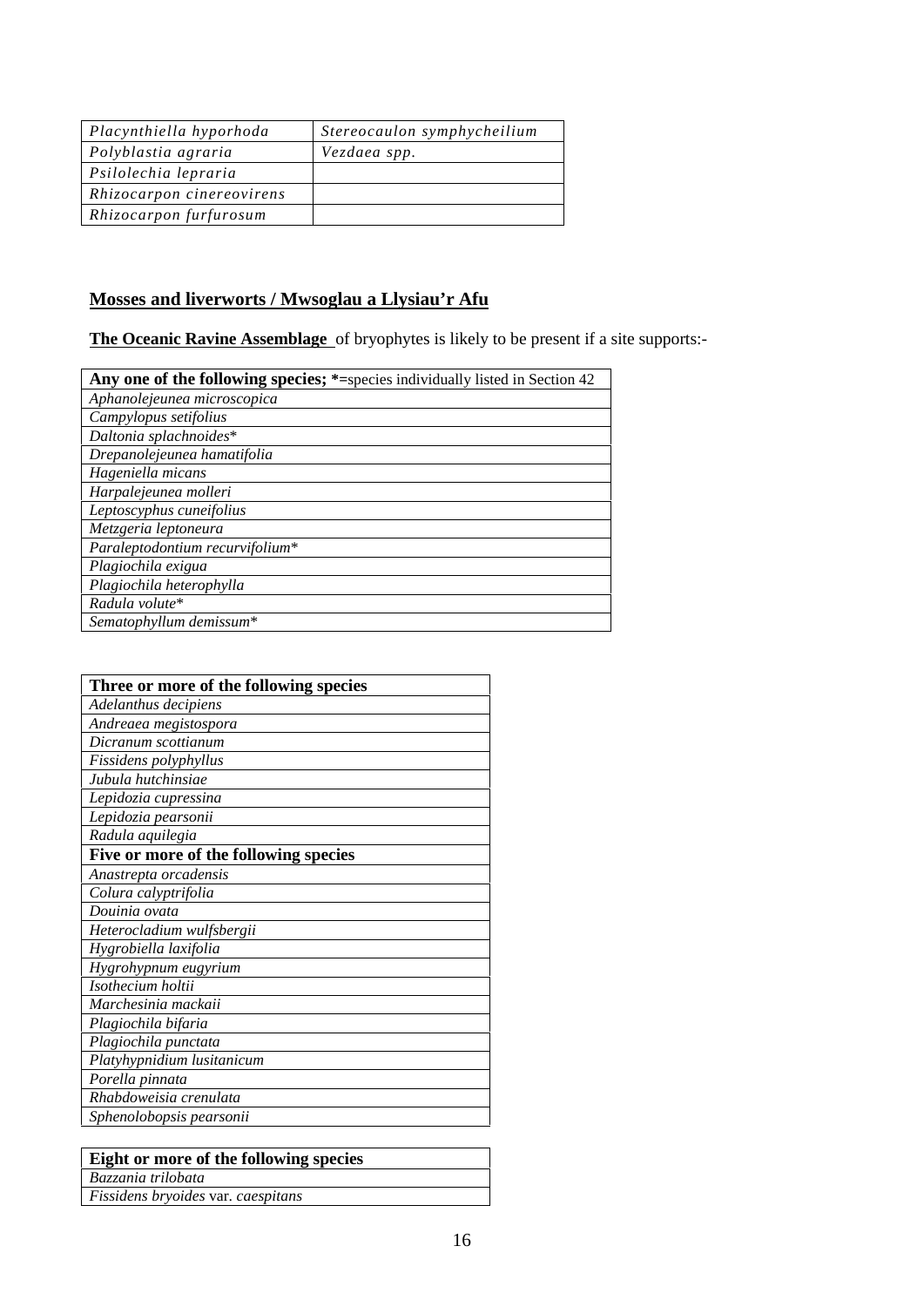| Placynthiella hyporhoda | Stereocaulon symphycheilium |
|---|---|
| Polyblastia agraria | Vezdaea spp. |
| Psilolechia lepraria | |
| Rhizocarpon cinereovirens | |
| Rhizocarpon furfurosum | |

## Mosses and liverworts / Mwsoglau a Llysiau'r Afu

**The Oceanic Ravine Assemblage** of bryophytes is likely to be present if a site supports:-

| **Any one of the following species;** *=species individually listed in Section 42 |
|---|
| *Aphanolejeunea microscopica* |
| *Campylopus setifolius* |
| *Daltonia splachnoides** |
| *Drepanolejeunea hamatifolia* |
| *Hageniella micans* |
| *Harpalejeunea molleri* |
| *Leptoscyphus cuneifolius* |
| *Metzgeria leptoneura* |
| *Paraleptodontium recurvifolium** |
| *Plagiochila exigua* |
| *Plagiochila heterophylla* |
| *Radula volute** |
| *Sematophyllum demissum** |

| **Three or more of the following species** |
|---|
| *Adelanthus decipiens* |
| *Andreaea megistospora* |
| *Dicranum scottianum* |
| *Fissidens polyphyllus* |
| *Jubula hutchinsiae* |
| *Lepidozia cupressina* |
| *Lepidozia pearsonii* |
| *Radula aquilegia* |
| **Five or more of the following species** |
| *Anastrepta orcadensis* |
| *Colura calyptrifolia* |
| *Douinia ovata* |
| *Heterocladium wulfsbergii* |
| *Hygrobiella laxifolia* |
| *Hygrohypnum eugyrium* |
| *Isothecium holtii* |
| *Marchesinia mackaii* |
| *Plagiochila bifaria* |
| *Plagiochila punctata* |
| *Platyhypnidium lusitanicum* |
| *Porella pinnata* |
| *Rhabdoweisia crenulata* |
| *Sphenolobopsis pearsonii* |

| **Eight or more of the following species** |
|---|
| *Bazzania trilobata* |
| *Fissidens bryoides* var. *caespitans* |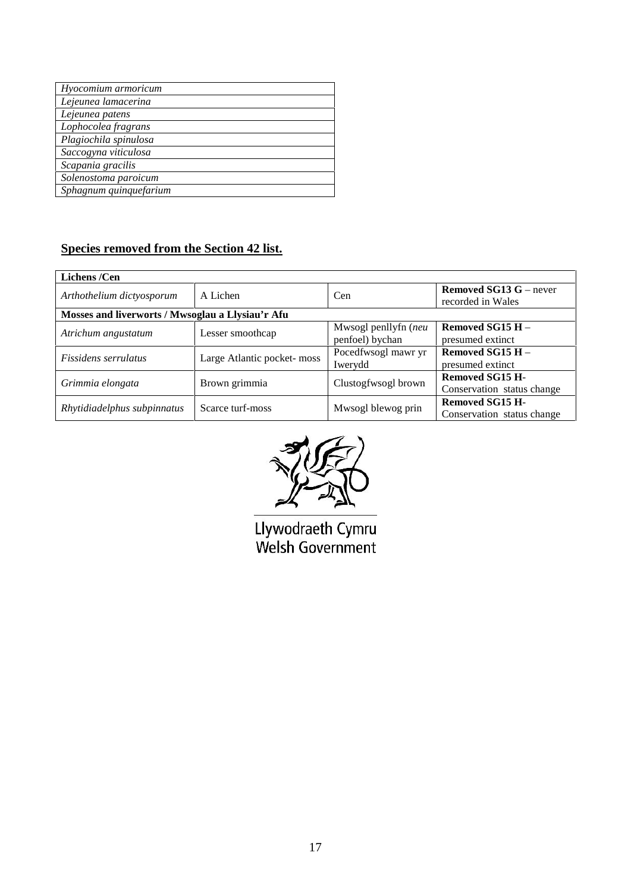| |
|---|
| *Hyocomium armoricum* |
| *Lejeunea lamacerina* |
| *Lejeunea patens* |
| *Lophocolea fragrans* |
| *Plagiochila spinulosa* |
| *Saccogyna viticulosa* |
| *Scapania gracilis* |
| *Solenostoma paroicum* |
| *Sphagnum quinquefarium* |

## Species removed from the Section 42 list.

| | | | |
|---|---|---|---|
| **Lichens /Cen** | | | |
| *Arthothelium dictyosporum* | A Lichen | Cen | **Removed SG13 G** – never recorded in Wales |
| **Mosses and liverworts / Mwsoglau a Llysiau'r Afu** | | | |
| *Atrichum angustatum* | Lesser smoothcap | Mwsogl penllyfn (*neu* penfoel) bychan | **Removed SG15 H** – presumed extinct |
| *Fissidens serrulatus* | Large Atlantic pocket- moss | Pocedfwsogl mawr yr Iwerydd | **Removed SG15 H** – presumed extinct |
| *Grimmia elongata* | Brown grimmia | Clustogfwsogl brown | **Removed SG15 H**- Conservation status change |
| *Rhytidiadelphus subpinnatus* | Scarce turf-moss | Mwsogl blewog prin | **Removed SG15 H**- Conservation status change |

Llywodraeth Cymru
Welsh Government